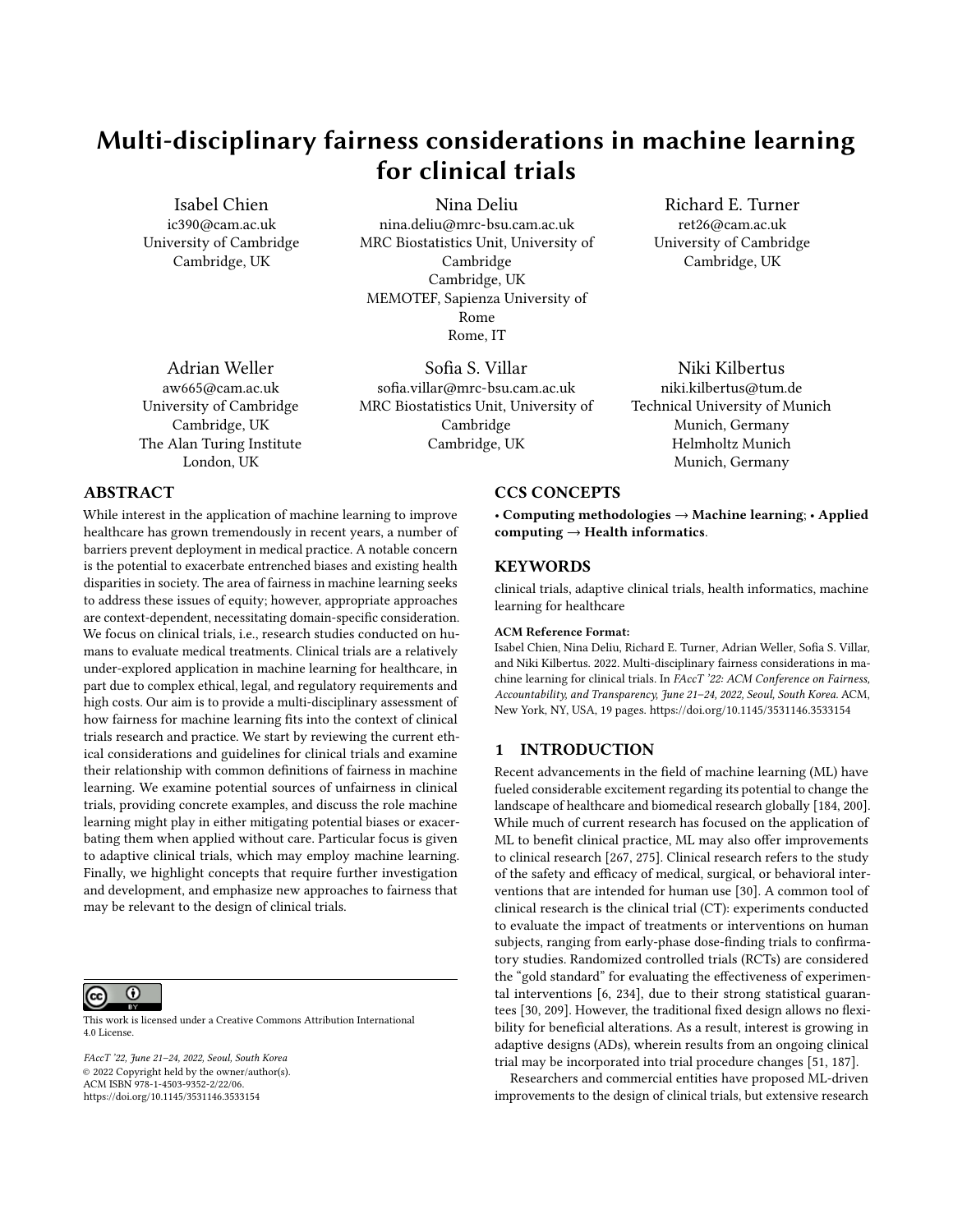# Multi-disciplinary fairness considerations in machine learning for clinical trials

Isabel Chien
ic390@cam.ac.uk
University of Cambridge
Cambridge, UK

Nina Deliu
nina.deliu@mrc-bsu.cam.ac.uk
MRC Biostatistics Unit, University of Cambridge
Cambridge, UK
MEMOTEF, Sapienza University of Rome
Rome, IT

Richard E. Turner
ret26@cam.ac.uk
University of Cambridge
Cambridge, UK

Adrian Weller
aw665@cam.ac.uk
University of Cambridge
Cambridge, UK
The Alan Turing Institute
London, UK

Sofia S. Villar
sofia.villar@mrc-bsu.cam.ac.uk
MRC Biostatistics Unit, University of Cambridge
Cambridge, UK

Niki Kilbertus
niki.kilbertus@tum.de
Technical University of Munich
Munich, Germany
Helmholtz Munich
Munich, Germany

## ABSTRACT

While interest in the application of machine learning to improve healthcare has grown tremendously in recent years, a number of barriers prevent deployment in medical practice. A notable concern is the potential to exacerbate entrenched biases and existing health disparities in society. The area of fairness in machine learning seeks to address these issues of equity; however, appropriate approaches are context-dependent, necessitating domain-specific consideration. We focus on clinical trials, i.e., research studies conducted on humans to evaluate medical treatments. Clinical trials are a relatively under-explored application in machine learning for healthcare, in part due to complex ethical, legal, and regulatory requirements and high costs. Our aim is to provide a multi-disciplinary assessment of how fairness for machine learning fits into the context of clinical trials research and practice. We start by reviewing the current ethical considerations and guidelines for clinical trials and examine their relationship with common definitions of fairness in machine learning. We examine potential sources of unfairness in clinical trials, providing concrete examples, and discuss the role machine learning might play in either mitigating potential biases or exacerbating them when applied without care. Particular focus is given to adaptive clinical trials, which may employ machine learning. Finally, we highlight concepts that require further investigation and development, and emphasize new approaches to fairness that may be relevant to the design of clinical trials.

This work is licensed under a Creative Commons Attribution International 4.0 License.

*FAccT '22, June 21–24, 2022, Seoul, South Korea*
© 2022 Copyright held by the owner/author(s).
ACM ISBN 978-1-4503-9352-2/22/06.
https://doi.org/10.1145/3531146.3533154

## CCS CONCEPTS

• **Computing methodologies → Machine learning**; • **Applied computing → Health informatics**.

## KEYWORDS

clinical trials, adaptive clinical trials, health informatics, machine learning for healthcare

**ACM Reference Format:**
Isabel Chien, Nina Deliu, Richard E. Turner, Adrian Weller, Sofia S. Villar, and Niki Kilbertus. 2022. Multi-disciplinary fairness considerations in machine learning for clinical trials. In *FAccT '22: ACM Conference on Fairness, Accountability, and Transparency, June 21–24, 2022, Seoul, South Korea.* ACM, New York, NY, USA, 19 pages. https://doi.org/10.1145/3531146.3533154

## 1 INTRODUCTION

Recent advancements in the field of machine learning (ML) have fueled considerable excitement regarding its potential to change the landscape of healthcare and biomedical research globally [184, 200]. While much of current research has focused on the application of ML to benefit clinical practice, ML may also offer improvements to clinical research [267, 275]. Clinical research refers to the study of the safety and efficacy of medical, surgical, or behavioral interventions that are intended for human use [30]. A common tool of clinical research is the clinical trial (CT): experiments conducted to evaluate the impact of treatments or interventions on human subjects, ranging from early-phase dose-finding trials to confirmatory studies. Randomized controlled trials (RCTs) are considered the "gold standard" for evaluating the effectiveness of experimental interventions [6, 234], due to their strong statistical guarantees [30, 209]. However, the traditional fixed design allows no flexibility for beneficial alterations. As a result, interest is growing in adaptive designs (ADs), wherein results from an ongoing clinical trial may be incorporated into trial procedure changes [51, 187].

Researchers and commercial entities have proposed ML-driven improvements to the design of clinical trials, but extensive research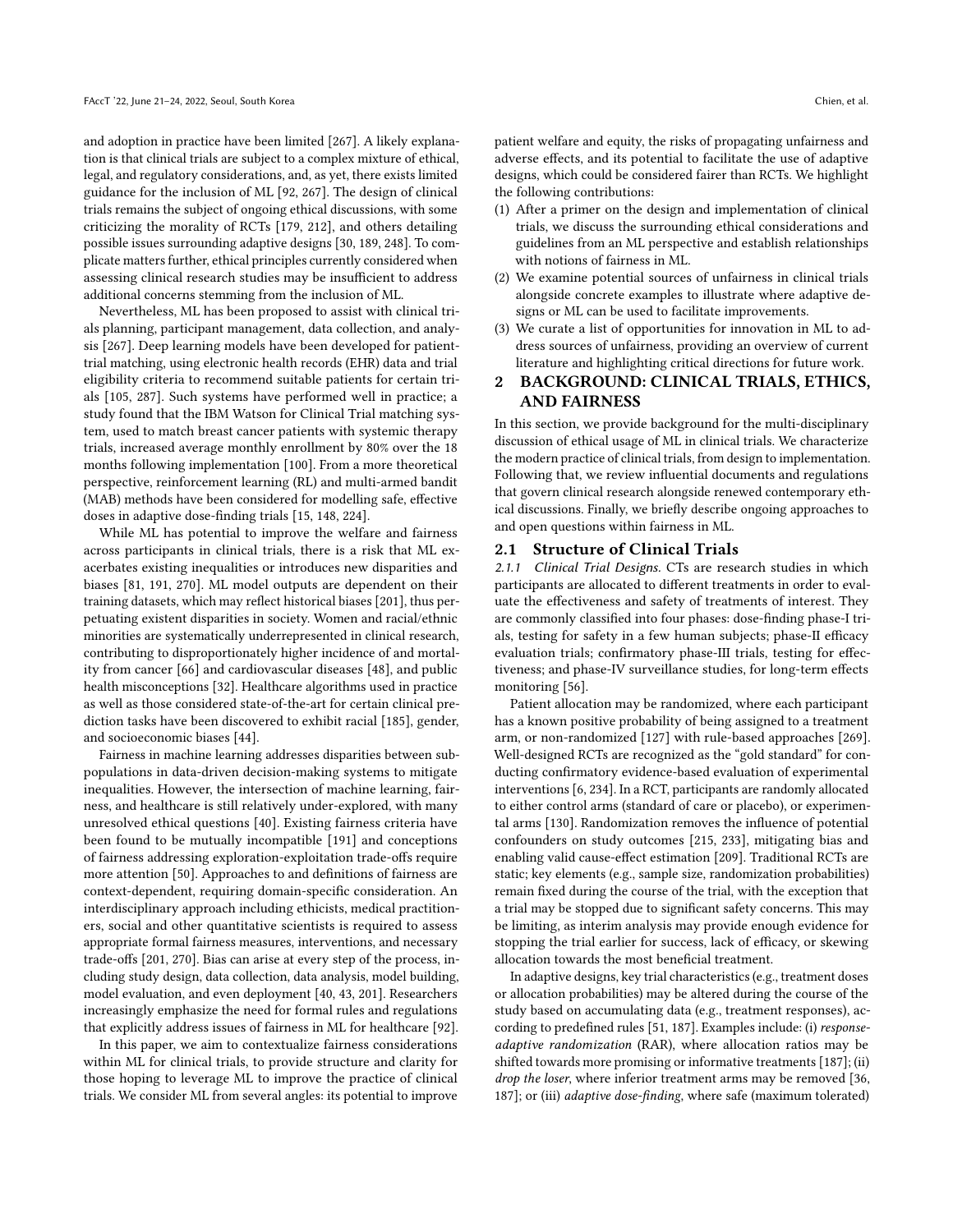and adoption in practice have been limited [267]. A likely explanation is that clinical trials are subject to a complex mixture of ethical, legal, and regulatory considerations, and, as yet, there exists limited guidance for the inclusion of ML [92, 267]. The design of clinical trials remains the subject of ongoing ethical discussions, with some criticizing the morality of RCTs [179, 212], and others detailing possible issues surrounding adaptive designs [30, 189, 248]. To complicate matters further, ethical principles currently considered when assessing clinical research studies may be insufficient to address additional concerns stemming from the inclusion of ML.

Nevertheless, ML has been proposed to assist with clinical trials planning, participant management, data collection, and analysis [267]. Deep learning models have been developed for patient-trial matching, using electronic health records (EHR) data and trial eligibility criteria to recommend suitable patients for certain trials [105, 287]. Such systems have performed well in practice; a study found that the IBM Watson for Clinical Trial matching system, used to match breast cancer patients with systemic therapy trials, increased average monthly enrollment by 80% over the 18 months following implementation [100]. From a more theoretical perspective, reinforcement learning (RL) and multi-armed bandit (MAB) methods have been considered for modelling safe, effective doses in adaptive dose-finding trials [15, 148, 224].

While ML has potential to improve the welfare and fairness across participants in clinical trials, there is a risk that ML exacerbates existing inequalities or introduces new disparities and biases [81, 191, 270]. ML model outputs are dependent on their training datasets, which may reflect historical biases [201], thus perpetuating existent disparities in society. Women and racial/ethnic minorities are systematically underrepresented in clinical research, contributing to disproportionately higher incidence of and mortality from cancer [66] and cardiovascular diseases [48], and public health misconceptions [32]. Healthcare algorithms used in practice as well as those considered state-of-the-art for certain clinical prediction tasks have been discovered to exhibit racial [185], gender, and socioeconomic biases [44].

Fairness in machine learning addresses disparities between subpopulations in data-driven decision-making systems to mitigate inequalities. However, the intersection of machine learning, fairness, and healthcare is still relatively under-explored, with many unresolved ethical questions [40]. Existing fairness criteria have been found to be mutually incompatible [191] and conceptions of fairness addressing exploration-exploitation trade-offs require more attention [50]. Approaches to and definitions of fairness are context-dependent, requiring domain-specific consideration. An interdisciplinary approach including ethicists, medical practitioners, social and other quantitative scientists is required to assess appropriate formal fairness measures, interventions, and necessary trade-offs [201, 270]. Bias can arise at every step of the process, including study design, data collection, data analysis, model building, model evaluation, and even deployment [40, 43, 201]. Researchers increasingly emphasize the need for formal rules and regulations that explicitly address issues of fairness in ML for healthcare [92].

In this paper, we aim to contextualize fairness considerations within ML for clinical trials, to provide structure and clarity for those hoping to leverage ML to improve the practice of clinical trials. We consider ML from several angles: its potential to improve patient welfare and equity, the risks of propagating unfairness and adverse effects, and its potential to facilitate the use of adaptive designs, which could be considered fairer than RCTs. We highlight the following contributions:

1. After a primer on the design and implementation of clinical trials, we discuss the surrounding ethical considerations and guidelines from an ML perspective and establish relationships with notions of fairness in ML.
2. We examine potential sources of unfairness in clinical trials alongside concrete examples to illustrate where adaptive designs or ML can be used to facilitate improvements.
3. We curate a list of opportunities for innovation in ML to address sources of unfairness, providing an overview of current literature and highlighting critical directions for future work.

## 2 BACKGROUND: CLINICAL TRIALS, ETHICS, AND FAIRNESS

In this section, we provide background for the multi-disciplinary discussion of ethical usage of ML in clinical trials. We characterize the modern practice of clinical trials, from design to implementation. Following that, we review influential documents and regulations that govern clinical research alongside renewed contemporary ethical discussions. Finally, we briefly describe ongoing approaches to and open questions within fairness in ML.

### 2.1 Structure of Clinical Trials

*2.1.1 Clinical Trial Designs.* CTs are research studies in which participants are allocated to different treatments in order to evaluate the effectiveness and safety of treatments of interest. They are commonly classified into four phases: dose-finding phase-I trials, testing for safety in a few human subjects; phase-II efficacy evaluation trials; confirmatory phase-III trials, testing for effectiveness; and phase-IV surveillance studies, for long-term effects monitoring [56].

Patient allocation may be randomized, where each participant has a known positive probability of being assigned to a treatment arm, or non-randomized [127] with rule-based approaches [269]. Well-designed RCTs are recognized as the "gold standard" for conducting confirmatory evidence-based evaluation of experimental interventions [6, 234]. In a RCT, participants are randomly allocated to either control arms (standard of care or placebo), or experimental arms [130]. Randomization removes the influence of potential confounders on study outcomes [215, 233], mitigating bias and enabling valid cause-effect estimation [209]. Traditional RCTs are static; key elements (e.g., sample size, randomization probabilities) remain fixed during the course of the trial, with the exception that a trial may be stopped due to significant safety concerns. This may be limiting, as interim analysis may provide enough evidence for stopping the trial earlier for success, lack of efficacy, or skewing allocation towards the most beneficial treatment.

In adaptive designs, key trial characteristics (e.g., treatment doses or allocation probabilities) may be altered during the course of the study based on accumulating data (e.g., treatment responses), according to predefined rules [51, 187]. Examples include: (i) *response-adaptive randomization* (RAR), where allocation ratios may be shifted towards more promising or informative treatments [187]; (ii) *drop the loser*, where inferior treatment arms may be removed [36, 187]; or (iii) *adaptive dose-finding*, where safe (maximum tolerated)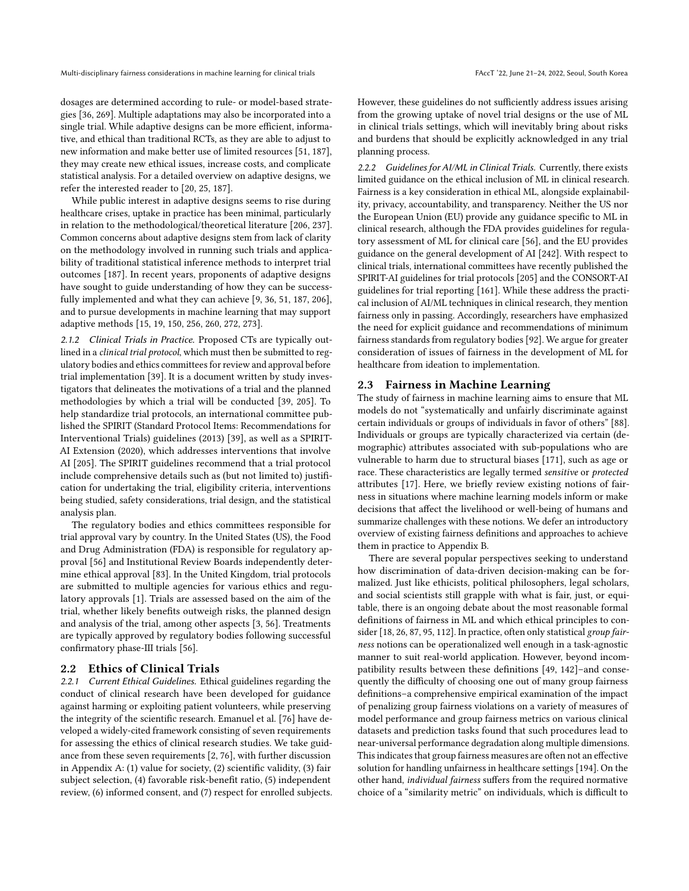dosages are determined according to rule- or model-based strategies [36, 269]. Multiple adaptations may also be incorporated into a single trial. While adaptive designs can be more efficient, informative, and ethical than traditional RCTs, as they are able to adjust to new information and make better use of limited resources [51, 187], they may create new ethical issues, increase costs, and complicate statistical analysis. For a detailed overview on adaptive designs, we refer the interested reader to [20, 25, 187].

While public interest in adaptive designs seems to rise during healthcare crises, uptake in practice has been minimal, particularly in relation to the methodological/theoretical literature [206, 237]. Common concerns about adaptive designs stem from lack of clarity on the methodology involved in running such trials and applicability of traditional statistical inference methods to interpret trial outcomes [187]. In recent years, proponents of adaptive designs have sought to guide understanding of how they can be successfully implemented and what they can achieve [9, 36, 51, 187, 206], and to pursue developments in machine learning that may support adaptive methods [15, 19, 150, 256, 260, 272, 273].

#### 2.1.2 Clinical Trials in Practice.

Proposed CTs are typically outlined in a *clinical trial protocol*, which must then be submitted to regulatory bodies and ethics committees for review and approval before trial implementation [39]. It is a document written by study investigators that delineates the motivations of a trial and the planned methodologies by which a trial will be conducted [39, 205]. To help standardize trial protocols, an international committee published the SPIRIT (Standard Protocol Items: Recommendations for Interventional Trials) guidelines (2013) [39], as well as a SPIRIT-AI Extension (2020), which addresses interventions that involve AI [205]. The SPIRIT guidelines recommend that a trial protocol include comprehensive details such as (but not limited to) justification for undertaking the trial, eligibility criteria, interventions being studied, safety considerations, trial design, and the statistical analysis plan.

The regulatory bodies and ethics committees responsible for trial approval vary by country. In the United States (US), the Food and Drug Administration (FDA) is responsible for regulatory approval [56] and Institutional Review Boards independently determine ethical approval [83]. In the United Kingdom, trial protocols are submitted to multiple agencies for various ethics and regulatory approvals [1]. Trials are assessed based on the aim of the trial, whether likely benefits outweigh risks, the planned design and analysis of the trial, among other aspects [3, 56]. Treatments are typically approved by regulatory bodies following successful confirmatory phase-III trials [56].

## 2.2 Ethics of Clinical Trials

#### 2.2.1 Current Ethical Guidelines.

Ethical guidelines regarding the conduct of clinical research have been developed for guidance against harming or exploiting patient volunteers, while preserving the integrity of the scientific research. Emanuel et al. [76] have developed a widely-cited framework consisting of seven requirements for assessing the ethics of clinical research studies. We take guidance from these seven requirements [2, 76], with further discussion in Appendix A: (1) value for society, (2) scientific validity, (3) fair subject selection, (4) favorable risk-benefit ratio, (5) independent review, (6) informed consent, and (7) respect for enrolled subjects. However, these guidelines do not sufficiently address issues arising from the growing uptake of novel trial designs or the use of ML in clinical trials settings, which will inevitably bring about risks and burdens that should be explicitly acknowledged in any trial planning process.

#### 2.2.2 Guidelines for AI/ML in Clinical Trials.

Currently, there exists limited guidance on the ethical inclusion of ML in clinical research. Fairness is a key consideration in ethical ML, alongside explainability, privacy, accountability, and transparency. Neither the US nor the European Union (EU) provide any guidance specific to ML in clinical research, although the FDA provides guidelines for regulatory assessment of ML for clinical care [56], and the EU provides guidance on the general development of AI [242]. With respect to clinical trials, international committees have recently published the SPIRIT-AI guidelines for trial protocols [205] and the CONSORT-AI guidelines for trial reporting [161]. While these address the practical inclusion of AI/ML techniques in clinical research, they mention fairness only in passing. Accordingly, researchers have emphasized the need for explicit guidance and recommendations of minimum fairness standards from regulatory bodies [92]. We argue for greater consideration of issues of fairness in the development of ML for healthcare from ideation to implementation.

## 2.3 Fairness in Machine Learning

The study of fairness in machine learning aims to ensure that ML models do not "systematically and unfairly discriminate against certain individuals or groups of individuals in favor of others" [88]. Individuals or groups are typically characterized via certain (demographic) attributes associated with sub-populations who are vulnerable to harm due to structural biases [171], such as age or race. These characteristics are legally termed *sensitive* or *protected* attributes [17]. Here, we briefly review existing notions of fairness in situations where machine learning models inform or make decisions that affect the livelihood or well-being of humans and summarize challenges with these notions. We defer an introductory overview of existing fairness definitions and approaches to achieve them in practice to Appendix B.

There are several popular perspectives seeking to understand how discrimination of data-driven decision-making can be formalized. Just like ethicists, political philosophers, legal scholars, and social scientists still grapple with what is fair, just, or equitable, there is an ongoing debate about the most reasonable formal definitions of fairness in ML and which ethical principles to consider [18, 26, 87, 95, 112]. In practice, often only statistical *group fairness* notions can be operationalized well enough in a task-agnostic manner to suit real-world application. However, beyond incompatibility results between these definitions [49, 142]–and consequently the difficulty of choosing one out of many group fairness definitions–a comprehensive empirical examination of the impact of penalizing group fairness violations on a variety of measures of model performance and group fairness metrics on various clinical datasets and prediction tasks found that such procedures lead to near-universal performance degradation along multiple dimensions. This indicates that group fairness measures are often not an effective solution for handling unfairness in healthcare settings [194]. On the other hand, *individual fairness* suffers from the required normative choice of a "similarity metric" on individuals, which is difficult to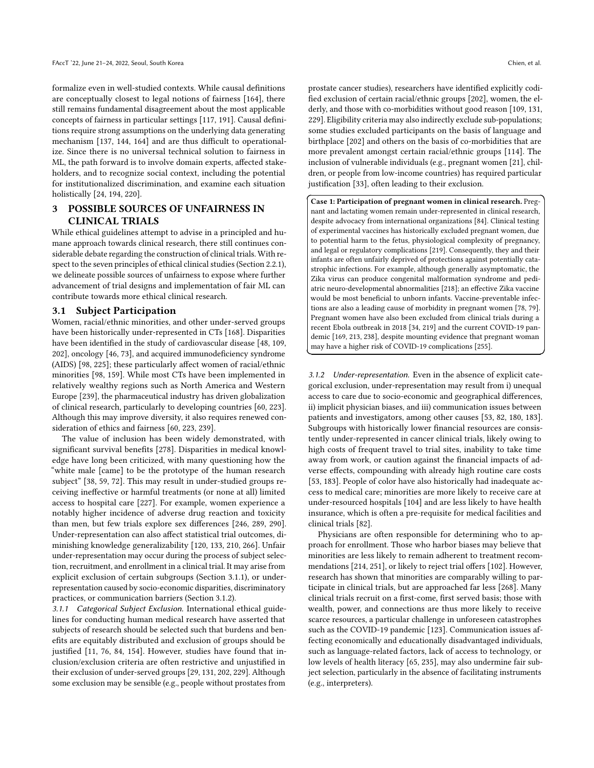formalize even in well-studied contexts. While causal definitions are conceptually closest to legal notions of fairness [164], there still remains fundamental disagreement about the most applicable concepts of fairness in particular settings [117, 191]. Causal definitions require strong assumptions on the underlying data generating mechanism [137, 144, 164] and are thus difficult to operationalize. Since there is no universal technical solution to fairness in ML, the path forward is to involve domain experts, affected stakeholders, and to recognize social context, including the potential for institutionalized discrimination, and examine each situation holistically [24, 194, 220].

## 3 POSSIBLE SOURCES OF UNFAIRNESS IN CLINICAL TRIALS

While ethical guidelines attempt to advise in a principled and humane approach towards clinical research, there still continues considerable debate regarding the construction of clinical trials. With respect to the seven principles of ethical clinical studies (Section 2.2.1), we delineate possible sources of unfairness to expose where further advancement of trial designs and implementation of fair ML can contribute towards more ethical clinical research.

### 3.1 Subject Participation

Women, racial/ethnic minorities, and other under-served groups have been historically under-represented in CTs [168]. Disparities have been identified in the study of cardiovascular disease [48, 109, 202], oncology [46, 73], and acquired immunodeficiency syndrome (AIDS) [98, 225]; these particularly affect women of racial/ethnic minorities [98, 159]. While most CTs have been implemented in relatively wealthy regions such as North America and Western Europe [239], the pharmaceutical industry has driven globalization of clinical research, particularly to developing countries [60, 223]. Although this may improve diversity, it also requires renewed consideration of ethics and fairness [60, 223, 239].

The value of inclusion has been widely demonstrated, with significant survival benefits [278]. Disparities in medical knowledge have long been criticized, with many questioning how the "white male [came] to be the prototype of the human research subject" [38, 59, 72]. This may result in under-studied groups receiving ineffective or harmful treatments (or none at all) limited access to hospital care [227]. For example, women experience a notably higher incidence of adverse drug reaction and toxicity than men, but few trials explore sex differences [246, 289, 290]. Under-representation can also affect statistical trial outcomes, diminishing knowledge generalizability [120, 133, 210, 266]. Unfair under-representation may occur during the process of subject selection, recruitment, and enrollment in a clinical trial. It may arise from explicit exclusion of certain subgroups (Section 3.1.1), or under-representation caused by socio-economic disparities, discriminatory practices, or communication barriers (Section 3.1.2).

*3.1.1 Categorical Subject Exclusion.* International ethical guidelines for conducting human medical research have asserted that subjects of research should be selected such that burdens and benefits are equitably distributed and exclusion of groups should be justified [11, 76, 84, 154]. However, studies have found that inclusion/exclusion criteria are often restrictive and unjustified in their exclusion of under-served groups [29, 131, 202, 229]. Although some exclusion may be sensible (e.g., people without prostates from prostate cancer studies), researchers have identified explicitly codified exclusion of certain racial/ethnic groups [202], women, the elderly, and those with co-morbidities without good reason [109, 131, 229]. Eligibility criteria may also indirectly exclude sub-populations; some studies excluded participants on the basis of language and birthplace [202] and others on the basis of co-morbidities that are more prevalent amongst certain racial/ethnic groups [114]. The inclusion of vulnerable individuals (e.g., pregnant women [21], children, or people from low-income countries) has required particular justification [33], often leading to their exclusion.

> **Case 1: Participation of pregnant women in clinical research.** Pregnant and lactating women remain under-represented in clinical research, despite advocacy from international organizations [84]. Clinical testing of experimental vaccines has historically excluded pregnant women, due to potential harm to the fetus, physiological complexity of pregnancy, and legal or regulatory complications [219]. Consequently, they and their infants are often unfairly deprived of protections against potentially catastrophic infections. For example, although generally asymptomatic, the Zika virus can produce congenital malformation syndrome and pediatric neuro-developmental abnormalities [218]; an effective Zika vaccine would be most beneficial to unborn infants. Vaccine-preventable infections are also a leading cause of morbidity in pregnant women [78, 79]. Pregnant women have also been excluded from clinical trials during a recent Ebola outbreak in 2018 [34, 219] and the current COVID-19 pandemic [169, 213, 238], despite mounting evidence that pregnant woman may have a higher risk of COVID-19 complications [255].

*3.1.2 Under-representation.* Even in the absence of explicit categorical exclusion, under-representation may result from i) unequal access to care due to socio-economic and geographical differences, ii) implicit physician biases, and iii) communication issues between patients and investigators, among other causes [53, 82, 180, 183]. Subgroups with historically lower financial resources are consistently under-represented in cancer clinical trials, likely owing to high costs of frequent travel to trial sites, inability to take time away from work, or caution against the financial impacts of adverse effects, compounding with already high routine care costs [53, 183]. People of color have also historically had inadequate access to medical care; minorities are more likely to receive care at under-resourced hospitals [104] and are less likely to have health insurance, which is often a pre-requisite for medical facilities and clinical trials [82].

Physicians are often responsible for determining who to approach for enrollment. Those who harbor biases may believe that minorities are less likely to remain adherent to treatment recommendations [214, 251], or likely to reject trial offers [102]. However, research has shown that minorities are comparably willing to participate in clinical trials, but are approached far less [268]. Many clinical trials recruit on a first-come, first served basis; those with wealth, power, and connections are thus more likely to receive scarce resources, a particular challenge in unforeseen catastrophes such as the COVID-19 pandemic [123]. Communication issues affecting economically and educationally disadvantaged individuals, such as language-related factors, lack of access to technology, or low levels of health literacy [65, 235], may also undermine fair subject selection, particularly in the absence of facilitating instruments (e.g., interpreters).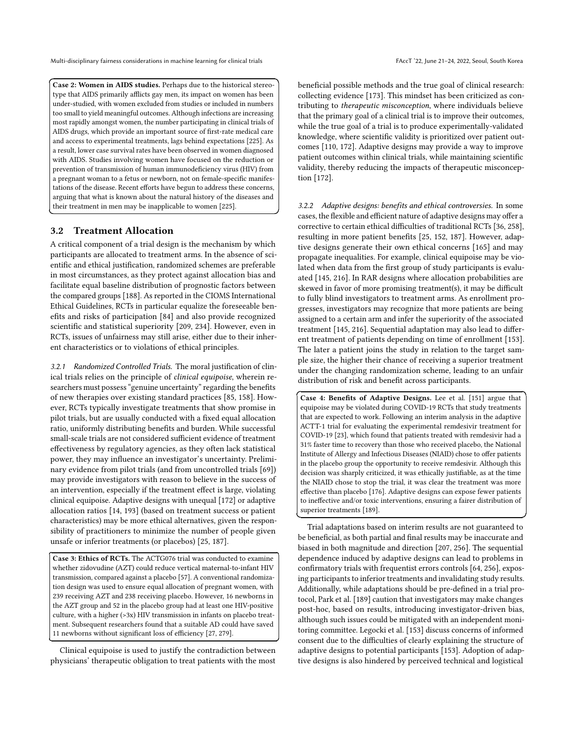**Case 2: Women in AIDS studies.** Perhaps due to the historical stereotype that AIDS primarily afflicts gay men, its impact on women has been under-studied, with women excluded from studies or included in numbers too small to yield meaningful outcomes. Although infections are increasing most rapidly amongst women, the number participating in clinical trials of AIDS drugs, which provide an important source of first-rate medical care and access to experimental treatments, lags behind expectations [225]. As a result, lower case survival rates have been observed in women diagnosed with AIDS. Studies involving women have focused on the reduction or prevention of transmission of human immunodeficiency virus (HIV) from a pregnant woman to a fetus or newborn, not on female-specific manifestations of the disease. Recent efforts have begun to address these concerns, arguing that what is known about the natural history of the diseases and their treatment in men may be inapplicable to women [225].

## 3.2 Treatment Allocation

A critical component of a trial design is the mechanism by which participants are allocated to treatment arms. In the absence of scientific and ethical justification, randomized schemes are preferable in most circumstances, as they protect against allocation bias and facilitate equal baseline distribution of prognostic factors between the compared groups [188]. As reported in the CIOMS International Ethical Guidelines, RCTs in particular equalize the foreseeable benefits and risks of participation [84] and also provide recognized scientific and statistical superiority [209, 234]. However, even in RCTs, issues of unfairness may still arise, either due to their inherent characteristics or to violations of ethical principles.

*3.2.1 Randomized Controlled Trials.* The moral justification of clinical trials relies on the principle of *clinical equipoise*, wherein researchers must possess "genuine uncertainty" regarding the benefits of new therapies over existing standard practices [85, 158]. However, RCTs typically investigate treatments that show promise in pilot trials, but are usually conducted with a fixed equal allocation ratio, uniformly distributing benefits and burden. While successful small-scale trials are not considered sufficient evidence of treatment effectiveness by regulatory agencies, as they often lack statistical power, they may influence an investigator's uncertainty. Preliminary evidence from pilot trials (and from uncontrolled trials [69]) may provide investigators with reason to believe in the success of an intervention, especially if the treatment effect is large, violating clinical equipoise. Adaptive designs with unequal [172] or adaptive allocation ratios [14, 193] (based on treatment success or patient characteristics) may be more ethical alternatives, given the responsibility of practitioners to minimize the number of people given unsafe or inferior treatments (or placebos) [25, 187].

**Case 3: Ethics of RCTs.** The ACTG076 trial was conducted to examine whether zidovudine (AZT) could reduce vertical maternal-to-infant HIV transmission, compared against a placebo [57]. A conventional randomization design was used to ensure equal allocation of pregnant women, with 239 receiving AZT and 238 receiving placebo. However, 16 newborns in the AZT group and 52 in the placebo group had at least one HIV-positive culture, with a higher (>3x) HIV transmission in infants on placebo treatment. Subsequent researchers found that a suitable AD could have saved 11 newborns without significant loss of efficiency [27, 279].

Clinical equipoise is used to justify the contradiction between physicians' therapeutic obligation to treat patients with the most beneficial possible methods and the true goal of clinical research: collecting evidence [173]. This mindset has been criticized as contributing to *therapeutic misconception*, where individuals believe that the primary goal of a clinical trial is to improve their outcomes, while the true goal of a trial is to produce experimentally-validated knowledge, where scientific validity is prioritized over patient outcomes [110, 172]. Adaptive designs may provide a way to improve patient outcomes within clinical trials, while maintaining scientific validity, thereby reducing the impacts of therapeutic misconception [172].

*3.2.2 Adaptive designs: benefits and ethical controversies.* In some cases, the flexible and efficient nature of adaptive designs may offer a corrective to certain ethical difficulties of traditional RCTs [36, 258], resulting in more patient benefits [25, 152, 187]. However, adaptive designs generate their own ethical concerns [165] and may propagate inequalities. For example, clinical equipoise may be violated when data from the first group of study participants is evaluated [145, 216]. In RAR designs where allocation probabilities are skewed in favor of more promising treatment(s), it may be difficult to fully blind investigators to treatment arms. As enrollment progresses, investigators may recognize that more patients are being assigned to a certain arm and infer the superiority of the associated treatment [145, 216]. Sequential adaptation may also lead to different treatment of patients depending on time of enrollment [153]. The later a patient joins the study in relation to the target sample size, the higher their chance of receiving a superior treatment under the changing randomization scheme, leading to an unfair distribution of risk and benefit across participants.

**Case 4: Benefits of Adaptive Designs.** Lee et al. [151] argue that equipoise may be violated during COVID-19 RCTs that study treatments that are expected to work. Following an interim analysis in the adaptive ACTT-1 trial for evaluating the experimental remdesivir treatment for COVID-19 [23], which found that patients treated with remdesivir had a 31% faster time to recovery than those who received placebo, the National Institute of Allergy and Infectious Diseases (NIAID) chose to offer patients in the placebo group the opportunity to receive remdesivir. Although this decision was sharply criticized, it was ethically justifiable, as at the time the NIAID chose to stop the trial, it was clear the treatment was more effective than placebo [176]. Adaptive designs can expose fewer patients to ineffective and/or toxic interventions, ensuring a fairer distribution of superior treatments [189].

Trial adaptations based on interim results are not guaranteed to be beneficial, as both partial and final results may be inaccurate and biased in both magnitude and direction [207, 256]. The sequential dependence induced by adaptive designs can lead to problems in confirmatory trials with frequentist errors controls [64, 256], exposing participants to inferior treatments and invalidating study results. Additionally, while adaptations should be pre-defined in a trial protocol, Park et al. [189] caution that investigators may make changes post-hoc, based on results, introducing investigator-driven bias, although such issues could be mitigated with an independent monitoring committee. Legocki et al. [153] discuss concerns of informed consent due to the difficulties of clearly explaining the structure of adaptive designs to potential participants [153]. Adoption of adaptive designs is also hindered by perceived technical and logistical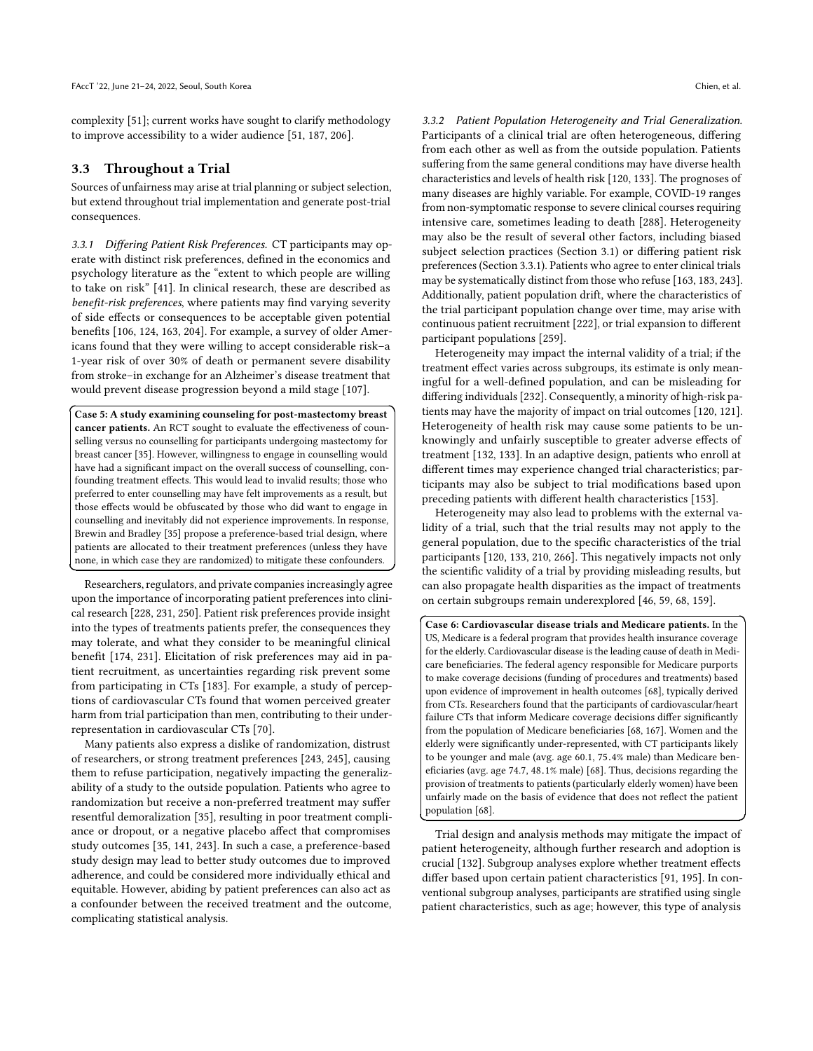complexity [51]; current works have sought to clarify methodology to improve accessibility to a wider audience [51, 187, 206].

## 3.3 Throughout a Trial

Sources of unfairness may arise at trial planning or subject selection, but extend throughout trial implementation and generate post-trial consequences.

*3.3.1 Differing Patient Risk Preferences.* CT participants may operate with distinct risk preferences, defined in the economics and psychology literature as the "extent to which people are willing to take on risk" [41]. In clinical research, these are described as *benefit-risk preferences*, where patients may find varying severity of side effects or consequences to be acceptable given potential benefits [106, 124, 163, 204]. For example, a survey of older Americans found that they were willing to accept considerable risk–a 1-year risk of over 30% of death or permanent severe disability from stroke–in exchange for an Alzheimer's disease treatment that would prevent disease progression beyond a mild stage [107].

**Case 5: A study examining counseling for post-mastectomy breast cancer patients.** An RCT sought to evaluate the effectiveness of counselling versus no counselling for participants undergoing mastectomy for breast cancer [35]. However, willingness to engage in counselling would have had a significant impact on the overall success of counselling, confounding treatment effects. This would lead to invalid results; those who preferred to enter counselling may have felt improvements as a result, but those effects would be obfuscated by those who did want to engage in counselling and inevitably did not experience improvements. In response, Brewin and Bradley [35] propose a preference-based trial design, where patients are allocated to their treatment preferences (unless they have none, in which case they are randomized) to mitigate these confounders.

Researchers, regulators, and private companies increasingly agree upon the importance of incorporating patient preferences into clinical research [228, 231, 250]. Patient risk preferences provide insight into the types of treatments patients prefer, the consequences they may tolerate, and what they consider to be meaningful clinical benefit [174, 231]. Elicitation of risk preferences may aid in patient recruitment, as uncertainties regarding risk prevent some from participating in CTs [183]. For example, a study of perceptions of cardiovascular CTs found that women perceived greater harm from trial participation than men, contributing to their underrepresentation in cardiovascular CTs [70].

Many patients also express a dislike of randomization, distrust of researchers, or strong treatment preferences [243, 245], causing them to refuse participation, negatively impacting the generalizability of a study to the outside population. Patients who agree to randomization but receive a non-preferred treatment may suffer resentful demoralization [35], resulting in poor treatment compliance or dropout, or a negative placebo affect that compromises study outcomes [35, 141, 243]. In such a case, a preference-based study design may lead to better study outcomes due to improved adherence, and could be considered more individually ethical and equitable. However, abiding by patient preferences can also act as a confounder between the received treatment and the outcome, complicating statistical analysis.

*3.3.2 Patient Population Heterogeneity and Trial Generalization.* Participants of a clinical trial are often heterogeneous, differing from each other as well as from the outside population. Patients suffering from the same general conditions may have diverse health characteristics and levels of health risk [120, 133]. The prognoses of many diseases are highly variable. For example, COVID-19 ranges from non-symptomatic response to severe clinical courses requiring intensive care, sometimes leading to death [288]. Heterogeneity may also be the result of several other factors, including biased subject selection practices (Section 3.1) or differing patient risk preferences (Section 3.3.1). Patients who agree to enter clinical trials may be systematically distinct from those who refuse [163, 183, 243]. Additionally, patient population drift, where the characteristics of the trial participant population change over time, may arise with continuous patient recruitment [222], or trial expansion to different participant populations [259].

Heterogeneity may impact the internal validity of a trial; if the treatment effect varies across subgroups, its estimate is only meaningful for a well-defined population, and can be misleading for differing individuals [232]. Consequently, a minority of high-risk patients may have the majority of impact on trial outcomes [120, 121]. Heterogeneity of health risk may cause some patients to be unknowingly and unfairly susceptible to greater adverse effects of treatment [132, 133]. In an adaptive design, patients who enroll at different times may experience changed trial characteristics; participants may also be subject to trial modifications based upon preceding patients with different health characteristics [153].

Heterogeneity may also lead to problems with the external validity of a trial, such that the trial results may not apply to the general population, due to the specific characteristics of the trial participants [120, 133, 210, 266]. This negatively impacts not only the scientific validity of a trial by providing misleading results, but can also propagate health disparities as the impact of treatments on certain subgroups remain underexplored [46, 59, 68, 159].

**Case 6: Cardiovascular disease trials and Medicare patients.** In the US, Medicare is a federal program that provides health insurance coverage for the elderly. Cardiovascular disease is the leading cause of death in Medicare beneficiaries. The federal agency responsible for Medicare purports to make coverage decisions (funding of procedures and treatments) based upon evidence of improvement in health outcomes [68], typically derived from CTs. Researchers found that the participants of cardiovascular/heart failure CTs that inform Medicare coverage decisions differ significantly from the population of Medicare beneficiaries [68, 167]. Women and the elderly were significantly under-represented, with CT participants likely to be younger and male (avg. age 60.1, 75.4% male) than Medicare beneficiaries (avg. age 74.7, 48.1% male) [68]. Thus, decisions regarding the provision of treatments to patients (particularly elderly women) have been unfairly made on the basis of evidence that does not reflect the patient population [68].

Trial design and analysis methods may mitigate the impact of patient heterogeneity, although further research and adoption is crucial [132]. Subgroup analyses explore whether treatment effects differ based upon certain patient characteristics [91, 195]. In conventional subgroup analyses, participants are stratified using single patient characteristics, such as age; however, this type of analysis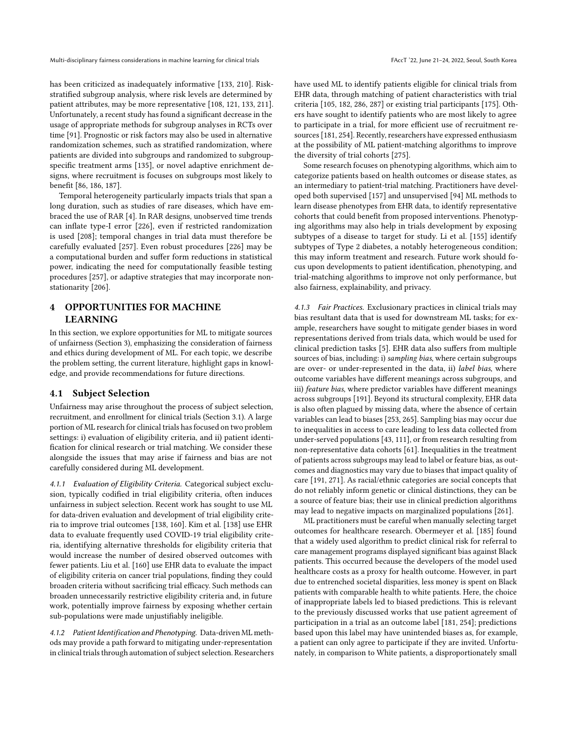has been criticized as inadequately informative [133, 210]. Risk-stratified subgroup analysis, where risk levels are determined by patient attributes, may be more representative [108, 121, 133, 211]. Unfortunately, a recent study has found a significant decrease in the usage of appropriate methods for subgroup analyses in RCTs over time [91]. Prognostic or risk factors may also be used in alternative randomization schemes, such as stratified randomization, where patients are divided into subgroups and randomized to subgroup-specific treatment arms [135], or novel adaptive enrichment designs, where recruitment is focuses on subgroups most likely to benefit [86, 186, 187].

Temporal heterogeneity particularly impacts trials that span a long duration, such as studies of rare diseases, which have embraced the use of RAR [4]. In RAR designs, unobserved time trends can inflate type-I error [226], even if restricted randomization is used [208]; temporal changes in trial data must therefore be carefully evaluated [257]. Even robust procedures [226] may be a computational burden and suffer form reductions in statistical power, indicating the need for computationally feasible testing procedures [257], or adaptive strategies that may incorporate non-stationarity [206].

## 4 OPPORTUNITIES FOR MACHINE LEARNING

In this section, we explore opportunities for ML to mitigate sources of unfairness (Section 3), emphasizing the consideration of fairness and ethics during development of ML. For each topic, we describe the problem setting, the current literature, highlight gaps in knowledge, and provide recommendations for future directions.

### 4.1 Subject Selection

Unfairness may arise throughout the process of subject selection, recruitment, and enrollment for clinical trials (Section 3.1). A large portion of ML research for clinical trials has focused on two problem settings: i) evaluation of eligibility criteria, and ii) patient identification for clinical research or trial matching. We consider these alongside the issues that may arise if fairness and bias are not carefully considered during ML development.

*4.1.1 Evaluation of Eligibility Criteria.* Categorical subject exclusion, typically codified in trial eligibility criteria, often induces unfairness in subject selection. Recent work has sought to use ML for data-driven evaluation and development of trial eligibility criteria to improve trial outcomes [138, 160]. Kim et al. [138] use EHR data to evaluate frequently used COVID-19 trial eligibility criteria, identifying alternative thresholds for eligibility criteria that would increase the number of desired observed outcomes with fewer patients. Liu et al. [160] use EHR data to evaluate the impact of eligibility criteria on cancer trial populations, finding they could broaden criteria without sacrificing trial efficacy. Such methods can broaden unnecessarily restrictive eligibility criteria and, in future work, potentially improve fairness by exposing whether certain sub-populations were made unjustifiably ineligible.

*4.1.2 Patient Identification and Phenotyping.* Data-driven ML methods may provide a path forward to mitigating under-representation in clinical trials through automation of subject selection. Researchers have used ML to identify patients eligible for clinical trials from EHR data, through matching of patient characteristics with trial criteria [105, 182, 286, 287] or existing trial participants [175]. Others have sought to identify patients who are most likely to agree to participate in a trial, for more efficient use of recruitment resources [181, 254]. Recently, researchers have expressed enthusiasm at the possibility of ML patient-matching algorithms to improve the diversity of trial cohorts [275].

Some research focuses on phenotyping algorithms, which aim to categorize patients based on health outcomes or disease states, as an intermediary to patient-trial matching. Practitioners have developed both supervised [157] and unsupervised [94] ML methods to learn disease phenotypes from EHR data, to identify representative cohorts that could benefit from proposed interventions. Phenotyping algorithms may also help in trials development by exposing subtypes of a disease to target for study. Li et al. [155] identify subtypes of Type 2 diabetes, a notably heterogeneous condition; this may inform treatment and research. Future work should focus upon developments to patient identification, phenotyping, and trial-matching algorithms to improve not only performance, but also fairness, explainability, and privacy.

*4.1.3 Fair Practices.* Exclusionary practices in clinical trials may bias resultant data that is used for downstream ML tasks; for example, researchers have sought to mitigate gender biases in word representations derived from trials data, which would be used for clinical prediction tasks [5]. EHR data also suffers from multiple sources of bias, including: i) *sampling bias*, where certain subgroups are over- or under-represented in the data, ii) *label bias*, where outcome variables have different meanings across subgroups, and iii) *feature bias*, where predictor variables have different meanings across subgroups [191]. Beyond its structural complexity, EHR data is also often plagued by missing data, where the absence of certain variables can lead to biases [253, 265]. Sampling bias may occur due to inequalities in access to care leading to less data collected from under-served populations [43, 111], or from research resulting from non-representative data cohorts [61]. Inequalities in the treatment of patients across subgroups may lead to label or feature bias, as outcomes and diagnostics may vary due to biases that impact quality of care [191, 271]. As racial/ethnic categories are social concepts that do not reliably inform genetic or clinical distinctions, they can be a source of feature bias; their use in clinical prediction algorithms may lead to negative impacts on marginalized populations [261].

ML practitioners must be careful when manually selecting target outcomes for healthcare research. Obermeyer et al. [185] found that a widely used algorithm to predict clinical risk for referral to care management programs displayed significant bias against Black patients. This occurred because the developers of the model used healthcare costs as a proxy for health outcome. However, in part due to entrenched societal disparities, less money is spent on Black patients with comparable health to white patients. Here, the choice of inappropriate labels led to biased predictions. This is relevant to the previously discussed works that use patient agreement of participation in a trial as an outcome label [181, 254]; predictions based upon this label may have unintended biases as, for example, a patient can only agree to participate if they are invited. Unfortunately, in comparison to White patients, a disproportionately small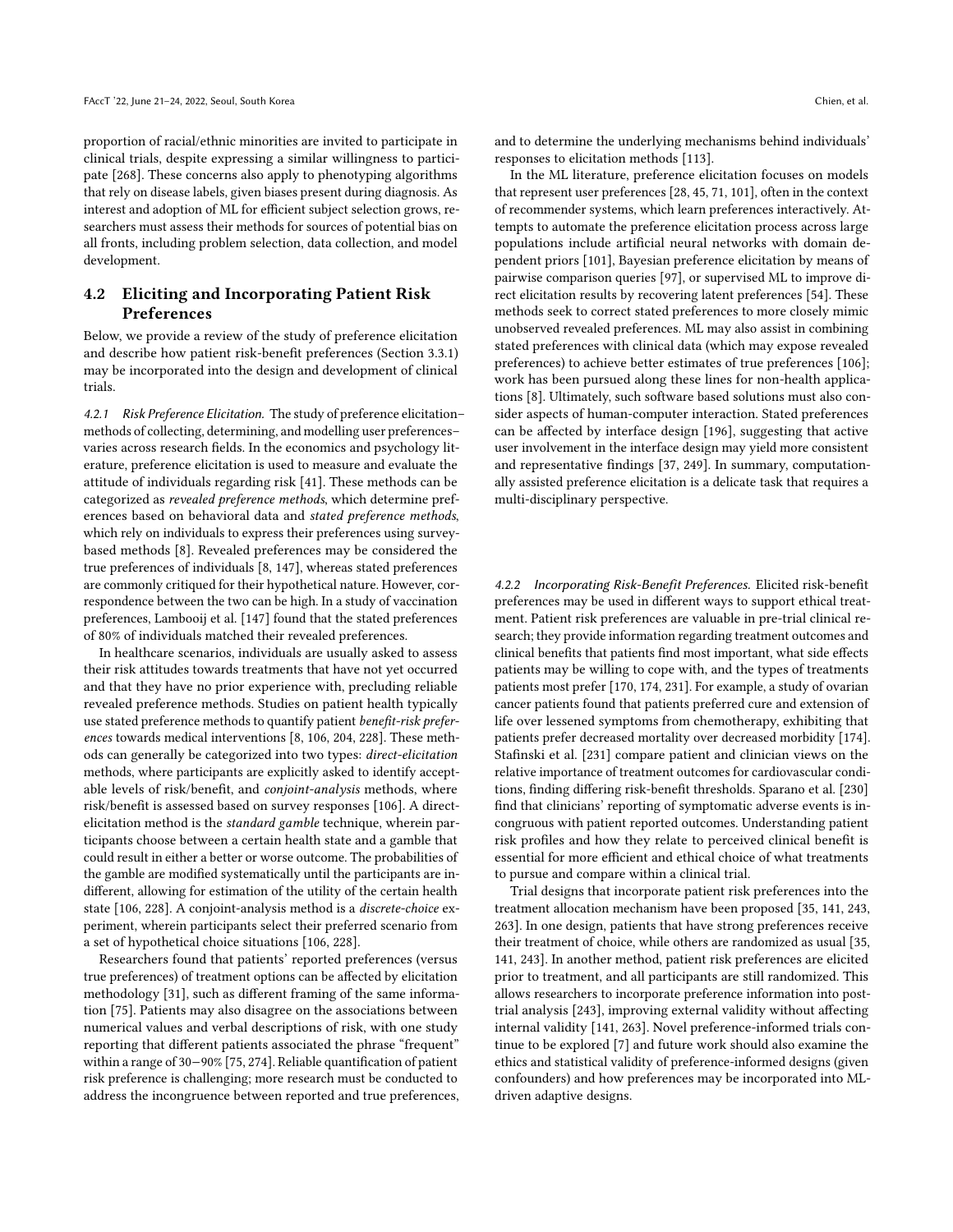proportion of racial/ethnic minorities are invited to participate in clinical trials, despite expressing a similar willingness to participate [268]. These concerns also apply to phenotyping algorithms that rely on disease labels, given biases present during diagnosis. As interest and adoption of ML for efficient subject selection grows, researchers must assess their methods for sources of potential bias on all fronts, including problem selection, data collection, and model development.

### 4.2 Eliciting and Incorporating Patient Risk Preferences

Below, we provide a review of the study of preference elicitation and describe how patient risk-benefit preferences (Section 3.3.1) may be incorporated into the design and development of clinical trials.

*4.2.1 Risk Preference Elicitation.* The study of preference elicitation–methods of collecting, determining, and modelling user preferences–varies across research fields. In the economics and psychology literature, preference elicitation is used to measure and evaluate the attitude of individuals regarding risk [41]. These methods can be categorized as *revealed preference methods*, which determine preferences based on behavioral data and *stated preference methods*, which rely on individuals to express their preferences using survey-based methods [8]. Revealed preferences may be considered the true preferences of individuals [8, 147], whereas stated preferences are commonly critiqued for their hypothetical nature. However, correspondence between the two can be high. In a study of vaccination preferences, Lambooij et al. [147] found that the stated preferences of 80% of individuals matched their revealed preferences.

In healthcare scenarios, individuals are usually asked to assess their risk attitudes towards treatments that have not yet occurred and that they have no prior experience with, precluding reliable revealed preference methods. Studies on patient health typically use stated preference methods to quantify patient *benefit-risk preferences* towards medical interventions [8, 106, 204, 228]. These methods can generally be categorized into two types: *direct-elicitation* methods, where participants are explicitly asked to identify acceptable levels of risk/benefit, and *conjoint-analysis* methods, where risk/benefit is assessed based on survey responses [106]. A direct-elicitation method is the *standard gamble* technique, wherein participants choose between a certain health state and a gamble that could result in either a better or worse outcome. The probabilities of the gamble are modified systematically until the participants are indifferent, allowing for estimation of the utility of the certain health state [106, 228]. A conjoint-analysis method is a *discrete-choice* experiment, wherein participants select their preferred scenario from a set of hypothetical choice situations [106, 228].

Researchers found that patients' reported preferences (versus true preferences) of treatment options can be affected by elicitation methodology [31], such as different framing of the same information [75]. Patients may also disagree on the associations between numerical values and verbal descriptions of risk, with one study reporting that different patients associated the phrase "frequent" within a range of 30−90% [75, 274]. Reliable quantification of patient risk preference is challenging; more research must be conducted to address the incongruence between reported and true preferences, and to determine the underlying mechanisms behind individuals' responses to elicitation methods [113].

In the ML literature, preference elicitation focuses on models that represent user preferences [28, 45, 71, 101], often in the context of recommender systems, which learn preferences interactively. Attempts to automate the preference elicitation process across large populations include artificial neural networks with domain dependent priors [101], Bayesian preference elicitation by means of pairwise comparison queries [97], or supervised ML to improve direct elicitation results by recovering latent preferences [54]. These methods seek to correct stated preferences to more closely mimic unobserved revealed preferences. ML may also assist in combining stated preferences with clinical data (which may expose revealed preferences) to achieve better estimates of true preferences [106]; work has been pursued along these lines for non-health applications [8]. Ultimately, such software based solutions must also consider aspects of human-computer interaction. Stated preferences can be affected by interface design [196], suggesting that active user involvement in the interface design may yield more consistent and representative findings [37, 249]. In summary, computationally assisted preference elicitation is a delicate task that requires a multi-disciplinary perspective.

*4.2.2 Incorporating Risk-Benefit Preferences.* Elicited risk-benefit preferences may be used in different ways to support ethical treatment. Patient risk preferences are valuable in pre-trial clinical research; they provide information regarding treatment outcomes and clinical benefits that patients find most important, what side effects patients may be willing to cope with, and the types of treatments patients most prefer [170, 174, 231]. For example, a study of ovarian cancer patients found that patients preferred cure and extension of life over lessened symptoms from chemotherapy, exhibiting that patients prefer decreased mortality over decreased morbidity [174]. Stafinski et al. [231] compare patient and clinician views on the relative importance of treatment outcomes for cardiovascular conditions, finding differing risk-benefit thresholds. Sparano et al. [230] find that clinicians' reporting of symptomatic adverse events is incongruous with patient reported outcomes. Understanding patient risk profiles and how they relate to perceived clinical benefit is essential for more efficient and ethical choice of what treatments to pursue and compare within a clinical trial.

Trial designs that incorporate patient risk preferences into the treatment allocation mechanism have been proposed [35, 141, 243, 263]. In one design, patients that have strong preferences receive their treatment of choice, while others are randomized as usual [35, 141, 243]. In another method, patient risk preferences are elicited prior to treatment, and all participants are still randomized. This allows researchers to incorporate preference information into post-trial analysis [243], improving external validity without affecting internal validity [141, 263]. Novel preference-informed trials continue to be explored [7] and future work should also examine the ethics and statistical validity of preference-informed designs (given confounders) and how preferences may be incorporated into ML-driven adaptive designs.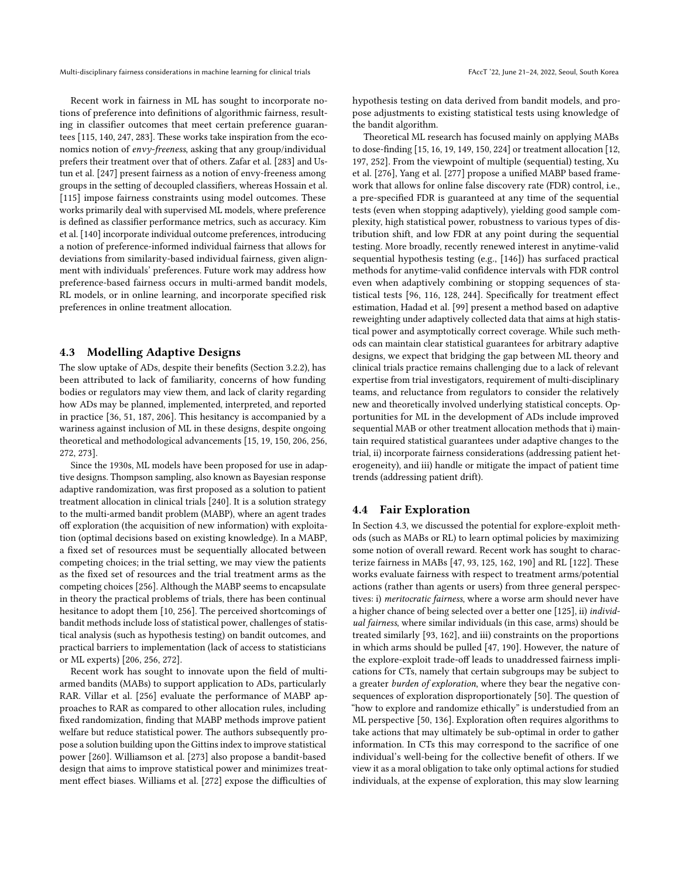Recent work in fairness in ML has sought to incorporate notions of preference into definitions of algorithmic fairness, resulting in classifier outcomes that meet certain preference guarantees [115, 140, 247, 283]. These works take inspiration from the economics notion of *envy-freeness*, asking that any group/individual prefers their treatment over that of others. Zafar et al. [283] and Ustun et al. [247] present fairness as a notion of envy-freeness among groups in the setting of decoupled classifiers, whereas Hossain et al. [115] impose fairness constraints using model outcomes. These works primarily deal with supervised ML models, where preference is defined as classifier performance metrics, such as accuracy. Kim et al. [140] incorporate individual outcome preferences, introducing a notion of preference-informed individual fairness that allows for deviations from similarity-based individual fairness, given alignment with individuals' preferences. Future work may address how preference-based fairness occurs in multi-armed bandit models, RL models, or in online learning, and incorporate specified risk preferences in online treatment allocation.

### 4.3 Modelling Adaptive Designs

The slow uptake of ADs, despite their benefits (Section 3.2.2), has been attributed to lack of familiarity, concerns of how funding bodies or regulators may view them, and lack of clarity regarding how ADs may be planned, implemented, interpreted, and reported in practice [36, 51, 187, 206]. This hesitancy is accompanied by a wariness against inclusion of ML in these designs, despite ongoing theoretical and methodological advancements [15, 19, 150, 206, 256, 272, 273].

Since the 1930s, ML models have been proposed for use in adaptive designs. Thompson sampling, also known as Bayesian response adaptive randomization, was first proposed as a solution to patient treatment allocation in clinical trials [240]. It is a solution strategy to the multi-armed bandit problem (MABP), where an agent trades off exploration (the acquisition of new information) with exploitation (optimal decisions based on existing knowledge). In a MABP, a fixed set of resources must be sequentially allocated between competing choices; in the trial setting, we may view the patients as the fixed set of resources and the trial treatment arms as the competing choices [256]. Although the MABP seems to encapsulate in theory the practical problems of trials, there has been continual hesitance to adopt them [10, 256]. The perceived shortcomings of bandit methods include loss of statistical power, challenges of statistical analysis (such as hypothesis testing) on bandit outcomes, and practical barriers to implementation (lack of access to statisticians or ML experts) [206, 256, 272].

Recent work has sought to innovate upon the field of multi-armed bandits (MABs) to support application to ADs, particularly RAR. Villar et al. [256] evaluate the performance of MABP approaches to RAR as compared to other allocation rules, including fixed randomization, finding that MABP methods improve patient welfare but reduce statistical power. The authors subsequently propose a solution building upon the Gittins index to improve statistical power [260]. Williamson et al. [273] also propose a bandit-based design that aims to improve statistical power and minimizes treatment effect biases. Williams et al. [272] expose the difficulties of hypothesis testing on data derived from bandit models, and propose adjustments to existing statistical tests using knowledge of the bandit algorithm.

Theoretical ML research has focused mainly on applying MABs to dose-finding [15, 16, 19, 149, 150, 224] or treatment allocation [12, 197, 252]. From the viewpoint of multiple (sequential) testing, Xu et al. [276], Yang et al. [277] propose a unified MABP based framework that allows for online false discovery rate (FDR) control, i.e., a pre-specified FDR is guaranteed at any time of the sequential tests (even when stopping adaptively), yielding good sample complexity, high statistical power, robustness to various types of distribution shift, and low FDR at any point during the sequential testing. More broadly, recently renewed interest in anytime-valid sequential hypothesis testing (e.g., [146]) has surfaced practical methods for anytime-valid confidence intervals with FDR control even when adaptively combining or stopping sequences of statistical tests [96, 116, 128, 244]. Specifically for treatment effect estimation, Hadad et al. [99] present a method based on adaptive reweighting under adaptively collected data that aims at high statistical power and asymptotically correct coverage. While such methods can maintain clear statistical guarantees for arbitrary adaptive designs, we expect that bridging the gap between ML theory and clinical trials practice remains challenging due to a lack of relevant expertise from trial investigators, requirement of multi-disciplinary teams, and reluctance from regulators to consider the relatively new and theoretically involved underlying statistical concepts. Opportunities for ML in the development of ADs include improved sequential MAB or other treatment allocation methods that i) maintain required statistical guarantees under adaptive changes to the trial, ii) incorporate fairness considerations (addressing patient heterogeneity), and iii) handle or mitigate the impact of patient time trends (addressing patient drift).

### 4.4 Fair Exploration

In Section 4.3, we discussed the potential for explore-exploit methods (such as MABs or RL) to learn optimal policies by maximizing some notion of overall reward. Recent work has sought to characterize fairness in MABs [47, 93, 125, 162, 190] and RL [122]. These works evaluate fairness with respect to treatment arms/potential actions (rather than agents or users) from three general perspectives: i) *meritocratic fairness*, where a worse arm should never have a higher chance of being selected over a better one [125], ii) *individual fairness*, where similar individuals (in this case, arms) should be treated similarly [93, 162], and iii) constraints on the proportions in which arms should be pulled [47, 190]. However, the nature of the explore-exploit trade-off leads to unaddressed fairness implications for CTs, namely that certain subgroups may be subject to a greater *burden of exploration*, where they bear the negative consequences of exploration disproportionately [50]. The question of "how to explore and randomize ethically" is understudied from an ML perspective [50, 136]. Exploration often requires algorithms to take actions that may ultimately be sub-optimal in order to gather information. In CTs this may correspond to the sacrifice of one individual's well-being for the collective benefit of others. If we view it as a moral obligation to take only optimal actions for studied individuals, at the expense of exploration, this may slow learning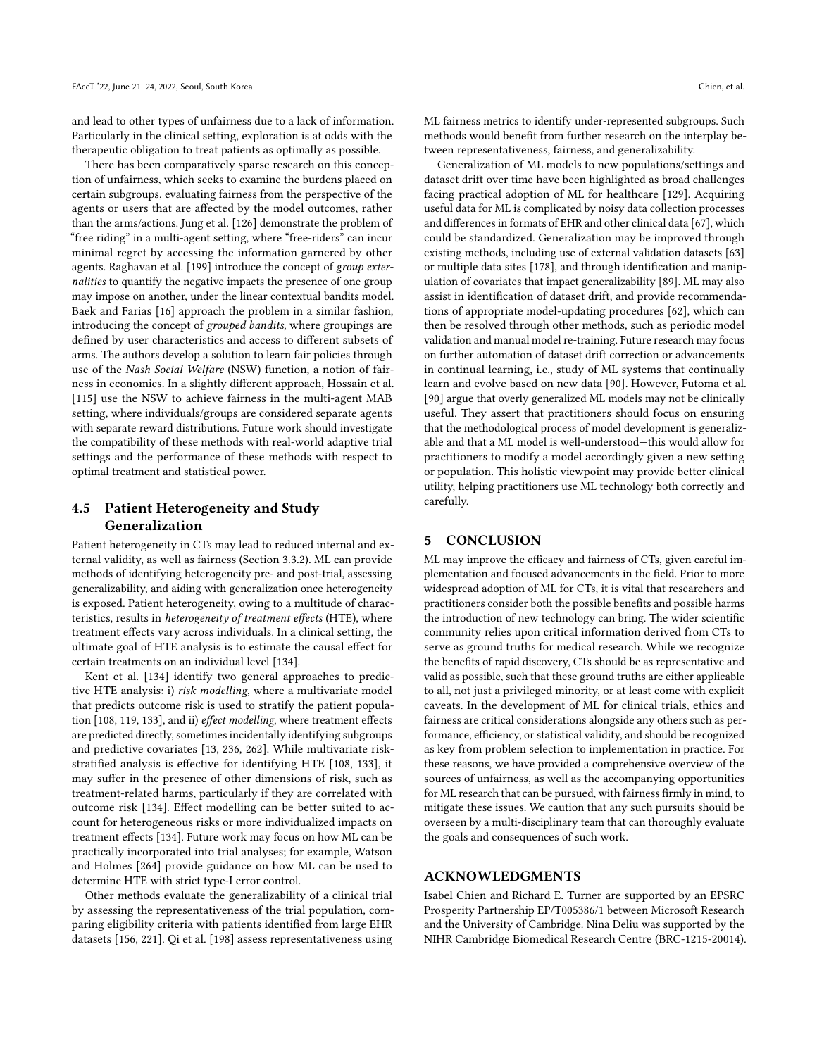and lead to other types of unfairness due to a lack of information. Particularly in the clinical setting, exploration is at odds with the therapeutic obligation to treat patients as optimally as possible.

There has been comparatively sparse research on this conception of unfairness, which seeks to examine the burdens placed on certain subgroups, evaluating fairness from the perspective of the agents or users that are affected by the model outcomes, rather than the arms/actions. Jung et al. [126] demonstrate the problem of "free riding" in a multi-agent setting, where "free-riders" can incur minimal regret by accessing the information garnered by other agents. Raghavan et al. [199] introduce the concept of *group externalities* to quantify the negative impacts the presence of one group may impose on another, under the linear contextual bandits model. Baek and Farias [16] approach the problem in a similar fashion, introducing the concept of *grouped bandits*, where groupings are defined by user characteristics and access to different subsets of arms. The authors develop a solution to learn fair policies through use of the *Nash Social Welfare* (NSW) function, a notion of fairness in economics. In a slightly different approach, Hossain et al. [115] use the NSW to achieve fairness in the multi-agent MAB setting, where individuals/groups are considered separate agents with separate reward distributions. Future work should investigate the compatibility of these methods with real-world adaptive trial settings and the performance of these methods with respect to optimal treatment and statistical power.

## 4.5 Patient Heterogeneity and Study Generalization

Patient heterogeneity in CTs may lead to reduced internal and external validity, as well as fairness (Section 3.3.2). ML can provide methods of identifying heterogeneity pre- and post-trial, assessing generalizability, and aiding with generalization once heterogeneity is exposed. Patient heterogeneity, owing to a multitude of characteristics, results in *heterogeneity of treatment effects* (HTE), where treatment effects vary across individuals. In a clinical setting, the ultimate goal of HTE analysis is to estimate the causal effect for certain treatments on an individual level [134].

Kent et al. [134] identify two general approaches to predictive HTE analysis: i) *risk modelling*, where a multivariate model that predicts outcome risk is used to stratify the patient population [108, 119, 133], and ii) *effect modelling*, where treatment effects are predicted directly, sometimes incidentally identifying subgroups and predictive covariates [13, 236, 262]. While multivariate risk-stratified analysis is effective for identifying HTE [108, 133], it may suffer in the presence of other dimensions of risk, such as treatment-related harms, particularly if they are correlated with outcome risk [134]. Effect modelling can be better suited to account for heterogeneous risks or more individualized impacts on treatment effects [134]. Future work may focus on how ML can be practically incorporated into trial analyses; for example, Watson and Holmes [264] provide guidance on how ML can be used to determine HTE with strict type-I error control.

Other methods evaluate the generalizability of a clinical trial by assessing the representativeness of the trial population, comparing eligibility criteria with patients identified from large EHR datasets [156, 221]. Qi et al. [198] assess representativeness using ML fairness metrics to identify under-represented subgroups. Such methods would benefit from further research on the interplay between representativeness, fairness, and generalizability.

Generalization of ML models to new populations/settings and dataset drift over time have been highlighted as broad challenges facing practical adoption of ML for healthcare [129]. Acquiring useful data for ML is complicated by noisy data collection processes and differences in formats of EHR and other clinical data [67], which could be standardized. Generalization may be improved through existing methods, including use of external validation datasets [63] or multiple data sites [178], and through identification and manipulation of covariates that impact generalizability [89]. ML may also assist in identification of dataset drift, and provide recommendations of appropriate model-updating procedures [62], which can then be resolved through other methods, such as periodic model validation and manual model re-training. Future research may focus on further automation of dataset drift correction or advancements in continual learning, i.e., study of ML systems that continually learn and evolve based on new data [90]. However, Futoma et al. [90] argue that overly generalized ML models may not be clinically useful. They assert that practitioners should focus on ensuring that the methodological process of model development is generalizable and that a ML model is well-understood—this would allow for practitioners to modify a model accordingly given a new setting or population. This holistic viewpoint may provide better clinical utility, helping practitioners use ML technology both correctly and carefully.

# 5 CONCLUSION

ML may improve the efficacy and fairness of CTs, given careful implementation and focused advancements in the field. Prior to more widespread adoption of ML for CTs, it is vital that researchers and practitioners consider both the possible benefits and possible harms the introduction of new technology can bring. The wider scientific community relies upon critical information derived from CTs to serve as ground truths for medical research. While we recognize the benefits of rapid discovery, CTs should be as representative and valid as possible, such that these ground truths are either applicable to all, not just a privileged minority, or at least come with explicit caveats. In the development of ML for clinical trials, ethics and fairness are critical considerations alongside any others such as performance, efficiency, or statistical validity, and should be recognized as key from problem selection to implementation in practice. For these reasons, we have provided a comprehensive overview of the sources of unfairness, as well as the accompanying opportunities for ML research that can be pursued, with fairness firmly in mind, to mitigate these issues. We caution that any such pursuits should be overseen by a multi-disciplinary team that can thoroughly evaluate the goals and consequences of such work.

# ACKNOWLEDGMENTS

Isabel Chien and Richard E. Turner are supported by an EPSRC Prosperity Partnership EP/T005386/1 between Microsoft Research and the University of Cambridge. Nina Deliu was supported by the NIHR Cambridge Biomedical Research Centre (BRC-1215-20014).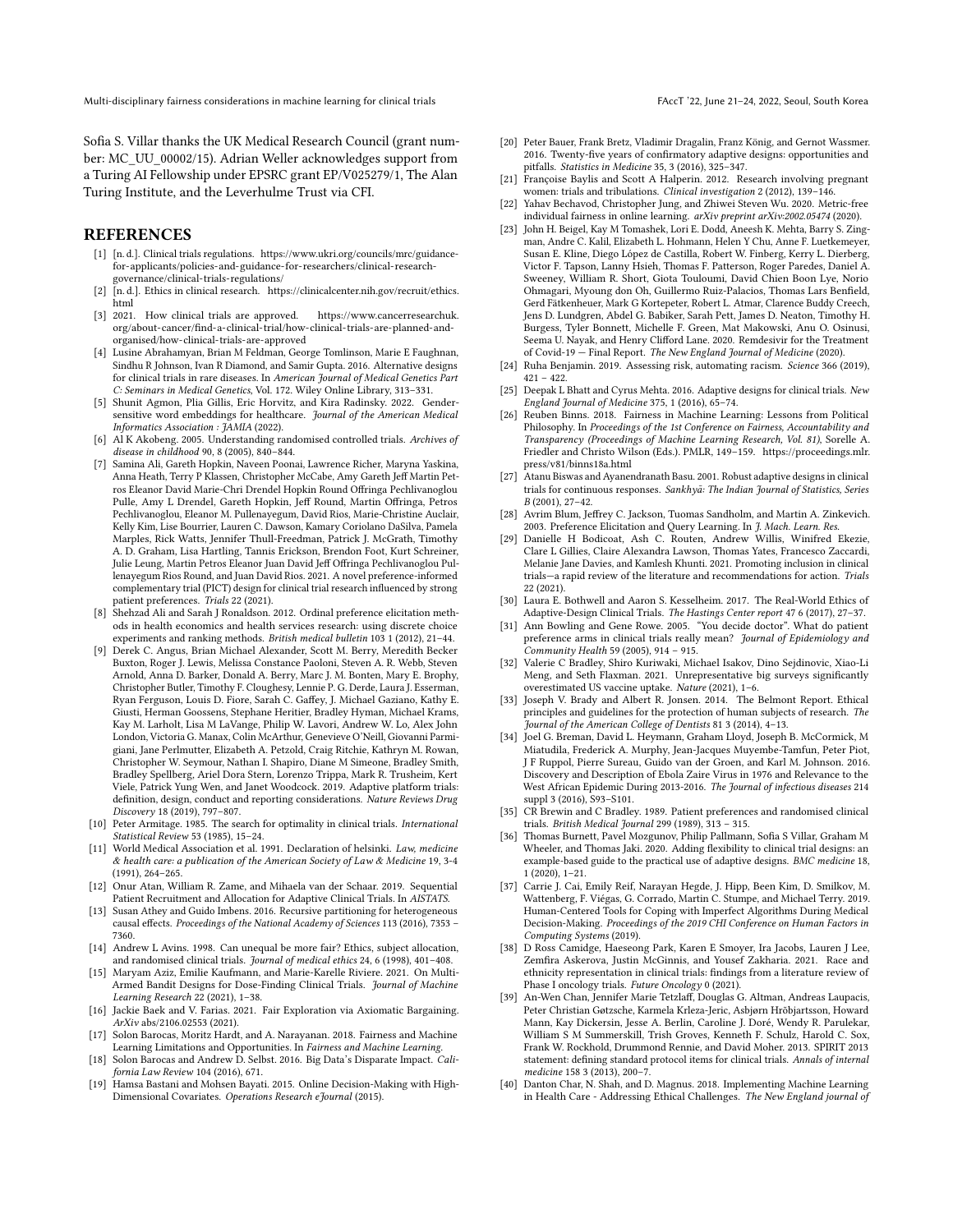Sofia S. Villar thanks the UK Medical Research Council (grant number: MC_UU_00002/15). Adrian Weller acknowledges support from a Turing AI Fellowship under EPSRC grant EP/V025279/1, The Alan Turing Institute, and the Leverhulme Trust via CFI.

## REFERENCES

- [1] [n. d.]. Clinical trials regulations. https://www.ukri.org/councils/mrc/guidance-for-applicants/policies-and-guidance-for-researchers/clinical-research-governance/clinical-trials-regulations/
- [2] [n. d.]. Ethics in clinical research. https://clinicalcenter.nih.gov/recruit/ethics.html
- [3] 2021. How clinical trials are approved. https://www.cancerresearchuk.org/about-cancer/find-a-clinical-trial/how-clinical-trials-are-planned-and-organised/how-clinical-trials-are-approved
- [4] Lusine Abrahamyan, Brian M Feldman, George Tomlinson, Marie E Faughnan, Sindhu R Johnson, Ivan R Diamond, and Samir Gupta. 2016. Alternative designs for clinical trials in rare diseases. In *American Journal of Medical Genetics Part C: Seminars in Medical Genetics*, Vol. 172. Wiley Online Library, 313–331.
- [5] Shunit Agmon, Plia Gillis, Eric Horvitz, and Kira Radinsky. 2022. Gender-sensitive word embeddings for healthcare. *Journal of the American Medical Informatics Association : JAMIA* (2022).
- [6] Al K Akobeng. 2005. Understanding randomised controlled trials. *Archives of disease in childhood* 90, 8 (2005), 840–844.
- [7] Samina Ali, Gareth Hopkin, Naveen Poonai, Lawrence Richer, Maryna Yaskina, Anna Heath, Terry P Klassen, Christopher McCabe, Amy Gareth Jeff Martin Petros Eleanor David Marie-Chri Drendel Hopkin Round Offringa Pechlivanoglou Pulle, Amy L Drendel, Gareth Hopkin, Jeff Round, Martin Offringa, Petros Pechlivanoglou, Eleanor M. Pullenayegum, David Rios, Marie-Christine Auclair, Kelly Kim, Lise Bourrier, Lauren C. Dawson, Kamary Coriolano DaSilva, Pamela Marples, Rick Watts, Jennifer Thull-Freedman, Patrick J. McGrath, Timothy A. D. Graham, Lisa Hartling, Tannis Erickson, Brendon Foot, Kurt Schreiner, Julie Leung, Martin Petros Eleanor Juan David Jeff Offringa Pechlivanoglou Pullenayegum Rios Round, and Juan David Rios. 2021. A novel preference-informed complementary trial (PICT) design for clinical trial research influenced by strong patient preferences. *Trials* 22 (2021).
- [8] Shehzad Ali and Sarah J Ronaldson. 2012. Ordinal preference elicitation methods in health economics and health services research: using discrete choice experiments and ranking methods. *British medical bulletin* 103 1 (2012), 21–44.
- [9] Derek C. Angus, Brian Michael Alexander, Scott M. Berry, Meredith Becker Buxton, Roger J. Lewis, Melissa Constance Paoloni, Steven A. R. Webb, Steven Arnold, Anna D. Barker, Donald A. Berry, Marc J. M. Bonten, Mary E. Brophy, Christopher Butler, Timothy F. Cloughesy, Lennie P. G. Derde, Laura J. Esserman, Ryan Ferguson, Louis D. Fiore, Sarah C. Gaffey, J. Michael Gaziano, Kathy E. Giusti, Herman Goossens, Stephane Heritier, Bradley Hyman, Michael Krams, Kay M. Larholt, Lisa M LaVange, Philip W. Lavori, Andrew W. Lo, Alex John London, Victoria G. Manax, Colin McArthur, Genevieve O'Neill, Giovanni Parmigiani, Jane Perlmutter, Elizabeth A. Petzold, Craig Ritchie, Kathryn M. Rowan, Christopher W. Seymour, Nathan I. Shapiro, Diane M Simeone, Bradley Smith, Bradley Spellberg, Ariel Dora Stern, Lorenzo Trippa, Mark R. Trusheim, Kert Viele, Patrick Yung Wen, and Janet Woodcock. 2019. Adaptive platform trials: definition, design, conduct and reporting considerations. *Nature Reviews Drug Discovery* 18 (2019), 797–807.
- [10] Peter Armitage. 1985. The search for optimality in clinical trials. *International Statistical Review* 53 (1985), 15–24.
- [11] World Medical Association et al. 1991. Declaration of helsinki. *Law, medicine & health care: a publication of the American Society of Law & Medicine* 19, 3-4 (1991), 264–265.
- [12] Onur Atan, William R. Zame, and Mihaela van der Schaar. 2019. Sequential Patient Recruitment and Allocation for Adaptive Clinical Trials. In *AISTATS*.
- [13] Susan Athey and Guido Imbens. 2016. Recursive partitioning for heterogeneous causal effects. *Proceedings of the National Academy of Sciences* 113 (2016), 7353 – 7360.
- [14] Andrew L Avins. 1998. Can unequal be more fair? Ethics, subject allocation, and randomised clinical trials. *Journal of medical ethics* 24, 6 (1998), 401–408.
- [15] Maryam Aziz, Emilie Kaufmann, and Marie-Karelle Riviere. 2021. On Multi-Armed Bandit Designs for Dose-Finding Clinical Trials. *Journal of Machine Learning Research* 22 (2021), 1–38.
- [16] Jackie Baek and V. Farias. 2021. Fair Exploration via Axiomatic Bargaining. *ArXiv* abs/2106.02553 (2021).
- [17] Solon Barocas, Moritz Hardt, and A. Narayanan. 2018. Fairness and Machine Learning Limitations and Opportunities. In *Fairness and Machine Learning*.
- [18] Solon Barocas and Andrew D. Selbst. 2016. Big Data's Disparate Impact. *California Law Review* 104 (2016), 671.
- [19] Hamsa Bastani and Mohsen Bayati. 2015. Online Decision-Making with High-Dimensional Covariates. *Operations Research eJournal* (2015).
- [20] Peter Bauer, Frank Bretz, Vladimir Dragalin, Franz König, and Gernot Wassmer. 2016. Twenty-five years of confirmatory adaptive designs: opportunities and pitfalls. *Statistics in Medicine* 35, 3 (2016), 325–347.
- [21] Françoise Baylis and Scott A Halperin. 2012. Research involving pregnant women: trials and tribulations. *Clinical investigation* 2 (2012), 139–146.
- [22] Yahav Bechavod, Christopher Jung, and Zhiwei Steven Wu. 2020. Metric-free individual fairness in online learning. *arXiv preprint arXiv:2002.05474* (2020).
- [23] John H. Beigel, Kay M Tomashek, Lori E. Dodd, Aneesh K. Mehta, Barry S. Zingman, Andre C. Kalil, Elizabeth L. Hohmann, Helen Y Chu, Anne F. Luetkemeyer, Susan E. Kline, Diego López de Castilla, Robert W. Finberg, Kerry L. Dierberg, Victor F. Tapson, Lanny Hsieh, Thomas F. Patterson, Roger Paredes, Daniel A. Sweeney, William R. Short, Giota Touloumi, David Chien Boon Lye, Norio Ohmagari, Myoung don Oh, Guillermo Ruiz-Palacios, Thomas Lars Benfield, Gerd Fätkenheuer, Mark G Kortepeter, Robert L. Atmar, Clarence Buddy Creech, Jens D. Lundgren, Abdel G. Babiker, Sarah Pett, James D. Neaton, Timothy H. Burgess, Tyler Bonnett, Michelle F. Green, Mat Makowski, Anu O. Osinusi, Seema U. Nayak, and Henry Clifford Lane. 2020. Remdesivir for the Treatment of Covid-19 — Final Report. *The New England Journal of Medicine* (2020).
- [24] Ruha Benjamin. 2019. Assessing risk, automating racism. *Science* 366 (2019), 421 – 422.
- [25] Deepak L Bhatt and Cyrus Mehta. 2016. Adaptive designs for clinical trials. *New England Journal of Medicine* 375, 1 (2016), 65–74.
- [26] Reuben Binns. 2018. Fairness in Machine Learning: Lessons from Political Philosophy. In *Proceedings of the 1st Conference on Fairness, Accountability and Transparency (Proceedings of Machine Learning Research, Vol. 81)*, Sorelle A. Friedler and Christo Wilson (Eds.). PMLR, 149–159. https://proceedings.mlr.press/v81/binns18a.html
- [27] Atanu Biswas and Ayanendranath Basu. 2001. Robust adaptive designs in clinical trials for continuous responses. *Sankhyā: The Indian Journal of Statistics, Series B* (2001), 27–42.
- [28] Avrim Blum, Jeffrey C. Jackson, Tuomas Sandholm, and Martin A. Zinkevich. 2003. Preference Elicitation and Query Learning. In *J. Mach. Learn. Res.*
- [29] Danielle H Bodicoat, Ash C. Routen, Andrew Willis, Winifred Ekezie, Clare L Gillies, Claire Alexandra Lawson, Thomas Yates, Francesco Zaccardi, Melanie Jane Davies, and Kamlesh Khunti. 2021. Promoting inclusion in clinical trials—a rapid review of the literature and recommendations for action. *Trials* 22 (2021).
- [30] Laura E. Bothwell and Aaron S. Kesselheim. 2017. The Real-World Ethics of Adaptive-Design Clinical Trials. *The Hastings Center report* 47 6 (2017), 27–37.
- [31] Ann Bowling and Gene Rowe. 2005. "You decide doctor". What do patient preference arms in clinical trials really mean? *Journal of Epidemiology and Community Health* 59 (2005), 914 – 915.
- [32] Valerie C Bradley, Shiro Kuriwaki, Michael Isakov, Dino Sejdinovic, Xiao-Li Meng, and Seth Flaxman. 2021. Unrepresentative big surveys significantly overestimated US vaccine uptake. *Nature* (2021), 1–6.
- [33] Joseph V. Brady and Albert R. Jonsen. 2014. The Belmont Report. Ethical principles and guidelines for the protection of human subjects of research. *The Journal of the American College of Dentists* 81 3 (2014), 4–13.
- [34] Joel G. Breman, David L. Heymann, Graham Lloyd, Joseph B. McCormick, M Miatudila, Frederick A. Murphy, Jean-Jacques Muyembe-Tamfun, Peter Piot, J F Ruppol, Pierre Sureau, Guido van der Groen, and Karl M. Johnson. 2016. Discovery and Description of Ebola Zaire Virus in 1976 and Relevance to the West African Epidemic During 2013-2016. *The Journal of infectious diseases* 214 suppl 3 (2016), S93–S101.
- [35] CR Brewin and C Bradley. 1989. Patient preferences and randomised clinical trials. *British Medical Journal* 299 (1989), 313 – 315.
- [36] Thomas Burnett, Pavel Mozgunov, Philip Pallmann, Sofia S Villar, Graham M Wheeler, and Thomas Jaki. 2020. Adding flexibility to clinical trial designs: an example-based guide to the practical use of adaptive designs. *BMC medicine* 18, 1 (2020), 1–21.
- [37] Carrie J. Cai, Emily Reif, Narayan Hegde, J. Hipp, Been Kim, D. Smilkov, M. Wattenberg, F. Viégas, G. Corrado, Martin C. Stumpe, and Michael Terry. 2019. Human-Centered Tools for Coping with Imperfect Algorithms During Medical Decision-Making. *Proceedings of the 2019 CHI Conference on Human Factors in Computing Systems* (2019).
- [38] D Ross Camidge, Haeseong Park, Karen E Smoyer, Ira Jacobs, Lauren J Lee, Zemfira Askerova, Justin McGinnis, and Yousef Zakharia. 2021. Race and ethnicity representation in clinical trials: findings from a literature review of Phase I oncology trials. *Future Oncology* 0 (2021).
- [39] An-Wen Chan, Jennifer Marie Tetzlaff, Douglas G. Altman, Andreas Laupacis, Peter Christian Gøtzsche, Karmela Krleza-Jeric, Asbjørn Hróbjartsson, Howard Mann, Kay Dickersin, Jesse A. Berlin, Caroline J. Doré, Wendy R. Parulekar, William S M Summerskill, Trish Groves, Kenneth F. Schulz, Harold C. Sox, Frank W. Rockhold, Drummond Rennie, and David Moher. 2013. SPIRIT 2013 statement: defining standard protocol items for clinical trials. *Annals of internal medicine* 158 3 (2013), 200–7.
- [40] Danton Char, N. Shah, and D. Magnus. 2018. Implementing Machine Learning in Health Care - Addressing Ethical Challenges. *The New England journal of*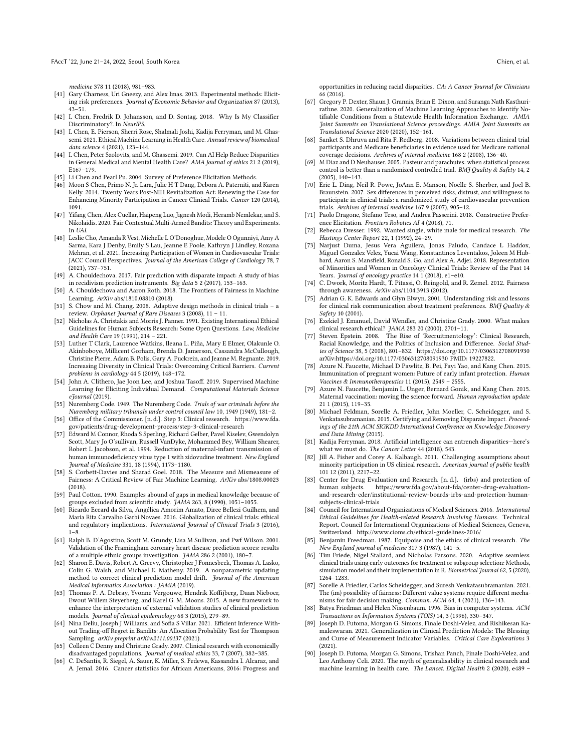*medicine* 378 11 (2018), 981–983.

- [41] Gary Charness, Uri Gneezy, and Alex Imas. 2013. Experimental methods: Eliciting risk preferences. *Journal of Economic Behavior and Organization* 87 (2013), 43–51.
- [42] I. Chen, Fredrik D. Johansson, and D. Sontag. 2018. Why Is My Classifier Discriminatory?. In *NeurIPS*.
- [43] I. Chen, Emma Pierson, Sherri Rose, Shalmali Joshi, Kadija Ferryman, and M. Ghassemi. 2021. Ethical Machine Learning in Health Care. *Annual review of biomedical data science* 4 (2021), 123–144.
- [44] I. Chen, Peter Szolovits, and M. Ghassemi. 2019. Can AI Help Reduce Disparities in General Medical and Mental Health Care? *AMA journal of ethics* 21 2 (2019), E167–179.
- [45] Li Chen and Pearl Pu. 2004. Survey of Preference Elicitation Methods.
- [46] Moon S Chen, Primo N. Jr. Lara, Julie H T Dang, Debora A. Paterniti, and Karen Kelly. 2014. Twenty Years Post-NIH Revitalization Act: Renewing the Case for Enhancing Minority Participation in Cancer Clinical Trials. *Cancer* 120 (2014), 1091.
- [47] Yifang Chen, Alex Cuellar, Haipeng Luo, Jignesh Modi, Heramb Nemlekar, and S. Nikolaidis. 2020. Fair Contextual Multi-Armed Bandits: Theory and Experiments. In *UAI*.
- [48] Leslie Cho, Amanda R Vest, Michelle L O'Donoghue, Modele O Ogunniyi, Amy A Sarma, Kara J Denby, Emily S Lau, Jeanne E Poole, Kathryn J Lindley, Roxana Mehran, et al. 2021. Increasing Participation of Women in Cardiovascular Trials: JACC Council Perspectives. *Journal of the American College of Cardiology* 78, 7 (2021), 737–751.
- [49] A. Chouldechova. 2017. Fair prediction with disparate impact: A study of bias in recidivism prediction instruments. *Big data* 5 2 (2017), 153–163.
- [50] A. Chouldechova and Aaron Roth. 2018. The Frontiers of Fairness in Machine Learning. *ArXiv* abs/1810.08810 (2018).
- [51] S. Chow and M. Chang. 2008. Adaptive design methods in clinical trials – a review. *Orphanet Journal of Rare Diseases* 3 (2008), 11 – 11.
- [52] Nicholas A. Christakis and Morris J. Panner. 1991. Existing International Ethical Guidelines for Human Subjects Research: Some Open Questions. *Law, Medicine and Health Care* 19 (1991), 214 – 221.
- [53] Luther T Clark, Laurence Watkins, Ileana L. Piña, Mary E Elmer, Olakunle O. Akinboboye, Millicent Gorham, Brenda D. Jamerson, Cassandra McCullough, Christine Pierre, Adam B. Polis, Gary A. Puckrein, and Jeanne M. Regnante. 2019. Increasing Diversity in Clinical Trials: Overcoming Critical Barriers. *Current problems in cardiology* 44 5 (2019), 148–172.
- [54] John A. Clithero, Jae Joon Lee, and Joshua Tasoff. 2019. Supervised Machine Learning for Eliciting Individual Demand. *Computational Materials Science eJournal* (2019).
- [55] Nuremberg Code. 1949. The Nuremberg Code. *Trials of war criminals before the Nuremberg military tribunals under control council law* 10, 1949 (1949), 181–2.
- [56] Office of the Commissioner. [n. d.]. Step 3: Clinical research. https://www.fda.gov/patients/drug-development-process/step-3-clinical-research
- [57] Edward M Connor, Rhoda S Sperling, Richard Gelber, Pavel Kiselev, Gwendolyn Scott, Mary Jo O'sullivan, Russell VanDyke, Mohammed Bey, William Shearer, Robert L Jacobson, et al. 1994. Reduction of maternal-infant transmission of human immunodeficiency virus type 1 with zidovudine treatment. *New England Journal of Medicine* 331, 18 (1994), 1173–1180.
- [58] S. Corbett-Davies and Sharad Goel. 2018. The Measure and Mismeasure of Fairness: A Critical Review of Fair Machine Learning. *ArXiv* abs/1808.00023 (2018).
- [59] Paul Cotton. 1990. Examples abound of gaps in medical knowledge because of groups excluded from scientific study. *JAMA* 263, 8 (1990), 1051–1055.
- [60] Ricardo Eccard da Silva, Angélica Amorim Amato, Dirce Bellezi Guilhem, and Maria Rita Carvalho Garbi Novaes. 2016. Globalization of clinical trials: ethical and regulatory implications. *International Journal of Clinical Trials* 3 (2016), 1–8.
- [61] Ralph B. D'Agostino, Scott M. Grundy, Lisa M Sullivan, and Pwf Wilson. 2001. Validation of the Framingham coronary heart disease prediction scores: results of a multiple ethnic groups investigation. *JAMA* 286 2 (2001), 180–7.
- [62] Sharon E. Davis, Robert A. Greevy, Christopher J Fonnesbeck, Thomas A. Lasko, Colin G. Walsh, and Michael E. Matheny. 2019. A nonparametric updating method to correct clinical prediction model drift. *Journal of the American Medical Informatics Association : JAMIA* (2019).
- [63] Thomas P. A. Debray, Yvonne Vergouwe, Hendrik Koffijberg, Daan Nieboer, Ewout Willem Steyerberg, and Karel G. M. Moons. 2015. A new framework to enhance the interpretation of external validation studies of clinical prediction models. *Journal of clinical epidemiology* 68 3 (2015), 279–89.
- [64] Nina Deliu, Joseph J Williams, and Sofia S Villar. 2021. Efficient Inference Without Trading-off Regret in Bandits: An Allocation Probability Test for Thompson Sampling. *arXiv preprint arXiv:2111.00137* (2021).
- [65] Colleen C Denny and Christine Grady. 2007. Clinical research with economically disadvantaged populations. *Journal of medical ethics* 33, 7 (2007), 382–385.
- [66] C. DeSantis, R. Siegel, A. Sauer, K. Miller, S. Fedewa, Kassandra I. Alcaraz, and A. Jemal. 2016. Cancer statistics for African Americans, 2016: Progress and opportunities in reducing racial disparities. *CA: A Cancer Journal for Clinicians* 66 (2016).
- [67] Gregory P. Dexter, Shaun J. Grannis, Brian E. Dixon, and Suranga Nath Kasthurirathne. 2020. Generalization of Machine Learning Approaches to Identify Notifiable Conditions from a Statewide Health Information Exchange. *AMIA Joint Summits on Translational Science proceedings. AMIA Joint Summits on Translational Science* 2020 (2020), 152–161.
- [68] Sanket S. Dhruva and Rita F. Redberg. 2008. Variations between clinical trial participants and Medicare beneficiaries in evidence used for Medicare national coverage decisions. *Archives of internal medicine* 168 2 (2008), 136–40.
- [69] M Diaz and D Neuhauser. 2005. Pasteur and parachutes: when statistical process control is better than a randomized controlled trial. *BMJ Quality & Safety* 14, 2 (2005), 140–143.
- [70] Eric L. Ding, Neil R. Powe, JoAnn E. Manson, Noëlle S. Sherber, and Joel B. Braunstein. 2007. Sex differences in perceived risks, distrust, and willingness to participate in clinical trials: a randomized study of cardiovascular prevention trials. *Archives of internal medicine* 167 9 (2007), 905–12.
- [71] Paolo Dragone, Stefano Teso, and Andrea Passerini. 2018. Constructive Preference Elicitation. *Frontiers Robotics AI* 4 (2018), 71.
- [72] Rebecca Dresser. 1992. Wanted single, white male for medical research. *The Hastings Center Report* 22, 1 (1992), 24–29.
- [73] Narjust Duma, Jesus Vera Aguilera, Jonas Paludo, Candace L Haddox, Miguel Gonzalez Velez, Yucai Wang, Konstantinos Leventakos, Joleen M Hubbard, Aaron S. Mansfield, Ronald S. Go, and Alex A. Adjei. 2018. Representation of Minorities and Women in Oncology Clinical Trials: Review of the Past 14 Years. *Journal of oncology practice* 14 1 (2018), e1–e10.
- [74] C. Dwork, Moritz Hardt, T. Pitassi, O. Reingold, and R. Zemel. 2012. Fairness through awareness. *ArXiv* abs/1104.3913 (2012).
- [75] Adrian G. K. Edwards and Glyn Elwyn. 2001. Understanding risk and lessons for clinical risk communication about treatment preferences. *BMJ Quality & Safety* 10 (2001).
- [76] Ezekiel J. Emanuel, David Wendler, and Christine Grady. 2000. What makes clinical research ethical? *JAMA* 283 20 (2000), 2701–11.
- [77] Steven Epstein. 2008. The Rise of 'Recruitmentology': Clinical Research, Racial Knowledge, and the Politics of Inclusion and Difference. *Social Studies of Science* 38, 5 (2008), 801–832. https://doi.org/10.1177/0306312708091930 arXiv:https://doi.org/10.1177/0306312708091930 PMID: 19227822.
- [78] Azure N. Faucette, Michael D Pawlitz, B. Pei, Fayi Yao, and Kang Chen. 2015. Immunization of pregnant women: Future of early infant protection. *Human Vaccines & Immunotherapeutics* 11 (2015), 2549 – 2555.
- [79] Azure N. Faucette, Benjamin L. Unger, Bernard Gonik, and Kang Chen. 2015. Maternal vaccination: moving the science forward. *Human reproduction update* 21 1 (2015), 119–35.
- [80] Michael Feldman, Sorelle A. Friedler, John Moeller, C. Scheidegger, and S. Venkatasubramanian. 2015. Certifying and Removing Disparate Impact. *Proceedings of the 21th ACM SIGKDD International Conference on Knowledge Discovery and Data Mining* (2015).
- [81] Kadija Ferryman. 2018. Artificial intelligence can entrench disparities—here's what we must do. *The Cancer Letter* 44 (2018), 543.
- [82] Jill A. Fisher and Corey A. Kalbaugh. 2011. Challenging assumptions about minority participation in US clinical research. *American journal of public health* 101 12 (2011), 2217–22.
- [83] Center for Drug Evaluation and Research. [n. d.]. (irbs) and protection of human subjects. https://www.fda.gov/about-fda/center-drug-evaluation-and-research-cder/institutional-review-boards-irbs-and-protection-human-subjects-clinical-trials
- [84] Council for International Organizations of Medical Sciences. 2016. *International Ethical Guidelines for Health-related Research Involving Humans*. Technical Report. Council for International Organizations of Medical Sciences, Geneva, Switzerland. http://www.cioms.ch/ethical-guidelines-2016/
- [85] Benjamin Freedman. 1987. Equipoise and the ethics of clinical research. *The New England journal of medicine* 317 3 (1987), 141–5.
- [86] Tim Friede, Nigel Stallard, and Nicholas Parsons. 2020. Adaptive seamless clinical trials using early outcomes for treatment or subgroup selection: Methods, simulation model and their implementation in R. *Biometrical Journal* 62, 5 (2020), 1264–1283.
- [87] Sorelle A Friedler, Carlos Scheidegger, and Suresh Venkatasubramanian. 2021. The (im) possibility of fairness: Different value systems require different mechanisms for fair decision making. *Commun. ACM* 64, 4 (2021), 136–143.
- [88] Batya Friedman and Helen Nissenbaum. 1996. Bias in computer systems. *ACM Transactions on Information Systems (TOIS)* 14, 3 (1996), 330–347.
- [89] Joseph D. Futoma, Morgan G. Simons, Finale Doshi-Velez, and Rishikesan Kamaleswaran. 2021. Generalization in Clinical Prediction Models: The Blessing and Curse of Measurement Indicator Variables. *Critical Care Explorations* 3 (2021).
- [90] Joseph D. Futoma, Morgan G. Simons, Trishan Panch, Finale Doshi-Velez, and Leo Anthony Celi. 2020. The myth of generalisability in clinical research and machine learning in health care. *The Lancet. Digital Health* 2 (2020), e489 –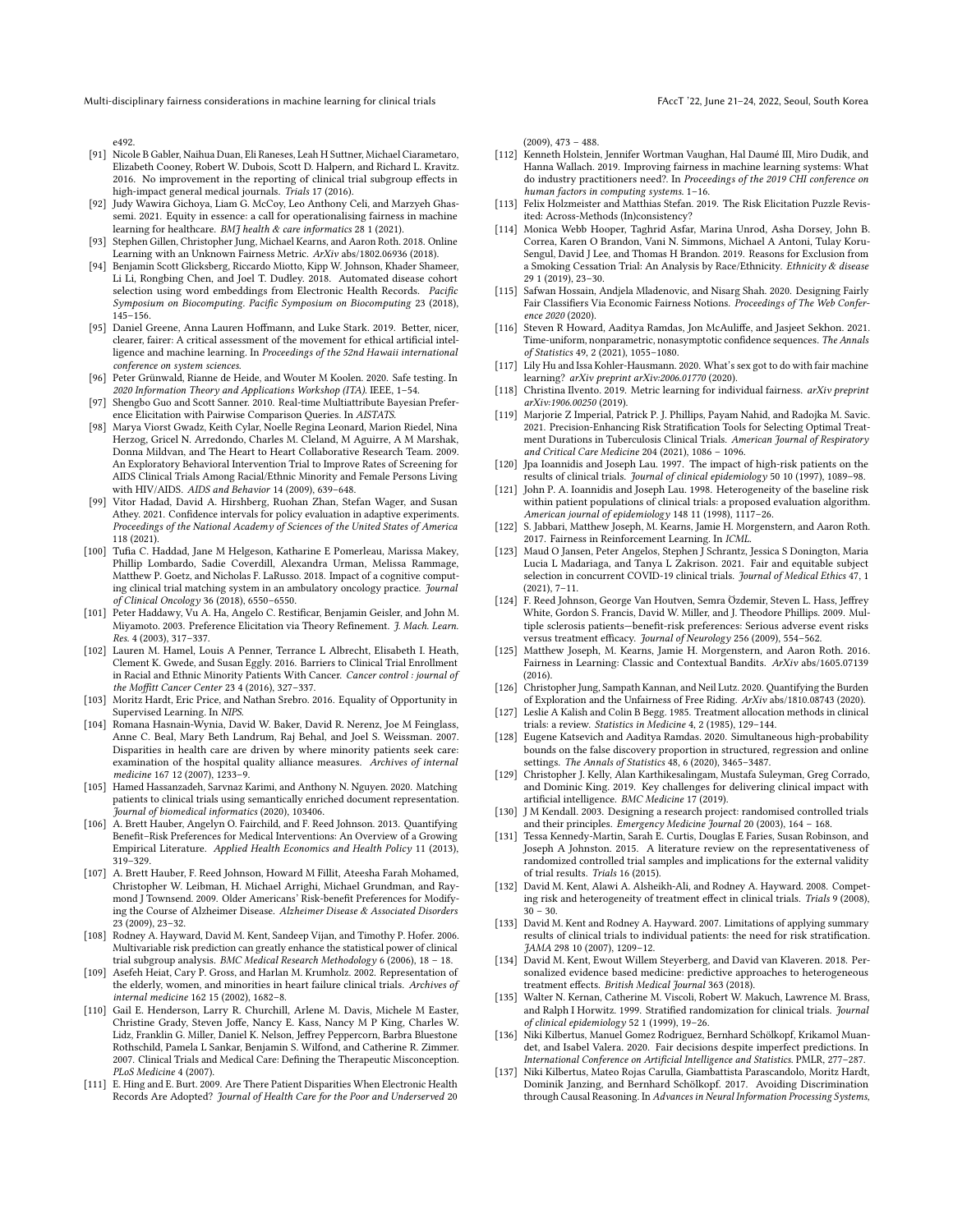e492.

[91] Nicole B Gabler, Naihua Duan, Eli Raneses, Leah H Suttner, Michael Ciarametaro, Elizabeth Cooney, Robert W. Dubois, Scott D. Halpern, and Richard L. Kravitz. 2016. No improvement in the reporting of clinical trial subgroup effects in high-impact general medical journals. *Trials* 17 (2016).

[92] Judy Wawira Gichoya, Liam G. McCoy, Leo Anthony Celi, and Marzyeh Ghassemi. 2021. Equity in essence: a call for operationalising fairness in machine learning for healthcare. *BMJ health & care informatics* 28 1 (2021).

[93] Stephen Gillen, Christopher Jung, Michael Kearns, and Aaron Roth. 2018. Online Learning with an Unknown Fairness Metric. *ArXiv* abs/1802.06936 (2018).

[94] Benjamin Scott Glicksberg, Riccardo Miotto, Kipp W. Johnson, Khader Shameer, Li Li, Rongbing Chen, and Joel T. Dudley. 2018. Automated disease cohort selection using word embeddings from Electronic Health Records. *Pacific Symposium on Biocomputing. Pacific Symposium on Biocomputing* 23 (2018), 145–156.

[95] Daniel Greene, Anna Lauren Hoffmann, and Luke Stark. 2019. Better, nicer, clearer, fairer: A critical assessment of the movement for ethical artificial intelligence and machine learning. In *Proceedings of the 52nd Hawaii international conference on system sciences*.

[96] Peter Grünwald, Rianne de Heide, and Wouter M Koolen. 2020. Safe testing. In *2020 Information Theory and Applications Workshop (ITA)*. IEEE, 1–54.

[97] Shengbo Guo and Scott Sanner. 2010. Real-time Multiattribute Bayesian Preference Elicitation with Pairwise Comparison Queries. In *AISTATS*.

[98] Marya Viorst Gwadz, Keith Cylar, Noelle Regina Leonard, Marion Riedel, Nina Herzog, Gricel N. Arredondo, Charles M. Cleland, M Aguirre, A M Marshak, Donna Mildvan, and The Heart to Heart Collaborative Research Team. 2009. An Exploratory Behavioral Intervention Trial to Improve Rates of Screening for AIDS Clinical Trials Among Racial/Ethnic Minority and Female Persons Living with HIV/AIDS. *AIDS and Behavior* 14 (2009), 639–648.

[99] Vitor Hadad, David A. Hirshberg, Ruohan Zhan, Stefan Wager, and Susan Athey. 2021. Confidence intervals for policy evaluation in adaptive experiments. *Proceedings of the National Academy of Sciences of the United States of America* 118 (2021).

[100] Tufia C. Haddad, Jane M Helgeson, Katharine E Pomerleau, Marissa Makey, Phillip Lombardo, Sadie Coverdill, Alexandra Urman, Melissa Rammage, Matthew P. Goetz, and Nicholas F. LaRusso. 2018. Impact of a cognitive computing clinical trial matching system in an ambulatory oncology practice. *Journal of Clinical Oncology* 36 (2018), 6550–6550.

[101] Peter Haddawy, Vu A. Ha, Angelo C. Restificar, Benjamin Geisler, and John M. Miyamoto. 2003. Preference Elicitation via Theory Refinement. *J. Mach. Learn. Res.* 4 (2003), 317–337.

[102] Lauren M. Hamel, Louis A Penner, Terrance L Albrecht, Elisabeth I. Heath, Clement K. Gwede, and Susan Eggly. 2016. Barriers to Clinical Trial Enrollment in Racial and Ethnic Minority Patients With Cancer. *Cancer control : journal of the Moffitt Cancer Center* 23 4 (2016), 327–337.

[103] Moritz Hardt, Eric Price, and Nathan Srebro. 2016. Equality of Opportunity in Supervised Learning. In *NIPS*.

[104] Romana Hasnain-Wynia, David W. Baker, David R. Nerenz, Joe M Feinglass, Anne C. Beal, Mary Beth Landrum, Raj Behal, and Joel S. Weissman. 2007. Disparities in health care are driven by where minority patients seek care: examination of the hospital quality alliance measures. *Archives of internal medicine* 167 12 (2007), 1233–9.

[105] Hamed Hassanzadeh, Sarvnaz Karimi, and Anthony N. Nguyen. 2020. Matching patients to clinical trials using semantically enriched document representation. *Journal of biomedical informatics* (2020), 103406.

[106] A. Brett Hauber, Angelyn O. Fairchild, and F. Reed Johnson. 2013. Quantifying Benefit–Risk Preferences for Medical Interventions: An Overview of a Growing Empirical Literature. *Applied Health Economics and Health Policy* 11 (2013), 319–329.

[107] A. Brett Hauber, F. Reed Johnson, Howard M Fillit, Ateesha Farah Mohamed, Christopher W. Leibman, H. Michael Arrighi, Michael Grundman, and Raymond J Townsend. 2009. Older Americans' Risk-benefit Preferences for Modifying the Course of Alzheimer Disease. *Alzheimer Disease & Associated Disorders* 23 (2009), 23–32.

[108] Rodney A. Hayward, David M. Kent, Sandeep Vijan, and Timothy P. Hofer. 2006. Multivariable risk prediction can greatly enhance the statistical power of clinical trial subgroup analysis. *BMC Medical Research Methodology* 6 (2006), 18 – 18.

[109] Asefeh Heiat, Cary P. Gross, and Harlan M. Krumholz. 2002. Representation of the elderly, women, and minorities in heart failure clinical trials. *Archives of internal medicine* 162 15 (2002), 1682–8.

[110] Gail E. Henderson, Larry R. Churchill, Arlene M. Davis, Michele M Easter, Christine Grady, Steven Joffe, Nancy E. Kass, Nancy M P King, Charles W. Lidz, Franklin G. Miller, Daniel K. Nelson, Jeffrey Peppercorn, Barbra Bluestone Rothschild, Pamela L Sankar, Benjamin S. Wilfond, and Catherine R. Zimmer. 2007. Clinical Trials and Medical Care: Defining the Therapeutic Misconception. *PLoS Medicine* 4 (2007).

[111] E. Hing and E. Burt. 2009. Are There Patient Disparities When Electronic Health Records Are Adopted? *Journal of Health Care for the Poor and Underserved* 20 (2009), 473 – 488.

[112] Kenneth Holstein, Jennifer Wortman Vaughan, Hal Daumé III, Miro Dudik, and Hanna Wallach. 2019. Improving fairness in machine learning systems: What do industry practitioners need?. In *Proceedings of the 2019 CHI conference on human factors in computing systems*. 1–16.

[113] Felix Holzmeister and Matthias Stefan. 2019. The Risk Elicitation Puzzle Revisited: Across-Methods (In)consistency?

[114] Monica Webb Hooper, Taghrid Asfar, Marina Unrod, Asha Dorsey, John B. Correa, Karen O Brandon, Vani N. Simmons, Michael A Antoni, Tulay Koru-Sengul, David J Lee, and Thomas H Brandon. 2019. Reasons for Exclusion from a Smoking Cessation Trial: An Analysis by Race/Ethnicity. *Ethnicity & disease* 29 1 (2019), 23–30.

[115] Safwan Hossain, Andjela Mladenovic, and Nisarg Shah. 2020. Designing Fairly Fair Classifiers Via Economic Fairness Notions. *Proceedings of The Web Conference 2020* (2020).

[116] Steven R Howard, Aaditya Ramdas, Jon McAuliffe, and Jasjeet Sekhon. 2021. Time-uniform, nonparametric, nonasymptotic confidence sequences. *The Annals of Statistics* 49, 2 (2021), 1055–1080.

[117] Lily Hu and Issa Kohler-Hausmann. 2020. What's sex got to do with fair machine learning? *arXiv preprint arXiv:2006.01770* (2020).

[118] Christina Ilvento. 2019. Metric learning for individual fairness. *arXiv preprint arXiv:1906.00250* (2019).

[119] Marjorie Z Imperial, Patrick P. J. Phillips, Payam Nahid, and Radojka M. Savic. 2021. Precision-Enhancing Risk Stratification Tools for Selecting Optimal Treatment Durations in Tuberculosis Clinical Trials. *American Journal of Respiratory and Critical Care Medicine* 204 (2021), 1086 – 1096.

[120] Jpa Ioannidis and Joseph Lau. 1997. The impact of high-risk patients on the results of clinical trials. *Journal of clinical epidemiology* 50 10 (1997), 1089–98.

[121] John P. A. Ioannidis and Joseph Lau. 1998. Heterogeneity of the baseline risk within patient populations of clinical trials: a proposed evaluation algorithm. *American journal of epidemiology* 148 11 (1998), 1117–26.

[122] S. Jabbari, Matthew Joseph, M. Kearns, Jamie H. Morgenstern, and Aaron Roth. 2017. Fairness in Reinforcement Learning. In *ICML*.

[123] Maud O Jansen, Peter Angelos, Stephen J Schrantz, Jessica S Donington, Maria Lucia L Madariaga, and Tanya L Zakrison. 2021. Fair and equitable subject selection in concurrent COVID-19 clinical trials. *Journal of Medical Ethics* 47, 1 (2021), 7–11.

[124] F. Reed Johnson, George Van Houtven, Semra Özdemir, Steven L. Hass, Jeffrey White, Gordon S. Francis, David W. Miller, and J. Theodore Phillips. 2009. Multiple sclerosis patients—benefit-risk preferences: Serious adverse event risks versus treatment efficacy. *Journal of Neurology* 256 (2009), 554–562.

[125] Matthew Joseph, M. Kearns, Jamie H. Morgenstern, and Aaron Roth. 2016. Fairness in Learning: Classic and Contextual Bandits. *ArXiv* abs/1605.07139 (2016).

[126] Christopher Jung, Sampath Kannan, and Neil Lutz. 2020. Quantifying the Burden of Exploration and the Unfairness of Free Riding. *ArXiv* abs/1810.08743 (2020).

[127] Leslie A Kalish and Colin B Begg. 1985. Treatment allocation methods in clinical trials: a review. *Statistics in Medicine* 4, 2 (1985), 129–144.

[128] Eugene Katsevich and Aaditya Ramdas. 2020. Simultaneous high-probability bounds on the false discovery proportion in structured, regression and online settings. *The Annals of Statistics* 48, 6 (2020), 3465–3487.

[129] Christopher J. Kelly, Alan Karthikesalingam, Mustafa Suleyman, Greg Corrado, and Dominic King. 2019. Key challenges for delivering clinical impact with artificial intelligence. *BMC Medicine* 17 (2019).

[130] J M Kendall. 2003. Designing a research project: randomised controlled trials and their principles. *Emergency Medicine Journal* 20 (2003), 164 – 168.

[131] Tessa Kennedy-Martin, Sarah E. Curtis, Douglas E Faries, Susan Robinson, and Joseph A Johnston. 2015. A literature review on the representativeness of randomized controlled trial samples and implications for the external validity of trial results. *Trials* 16 (2015).

[132] David M. Kent, Alawi A. Alsheikh-Ali, and Rodney A. Hayward. 2008. Competing risk and heterogeneity of treatment effect in clinical trials. *Trials* 9 (2008), 30 – 30.

[133] David M. Kent and Rodney A. Hayward. 2007. Limitations of applying summary results of clinical trials to individual patients: the need for risk stratification. *JAMA* 298 10 (2007), 1209–12.

[134] David M. Kent, Ewout Willem Steyerberg, and David van Klaveren. 2018. Personalized evidence based medicine: predictive approaches to heterogeneous treatment effects. *British Medical Journal* 363 (2018).

[135] Walter N. Kernan, Catherine M. Viscoli, Robert W. Makuch, Lawrence M. Brass, and Ralph I Horwitz. 1999. Stratified randomization for clinical trials. *Journal of clinical epidemiology* 52 1 (1999), 19–26.

[136] Niki Kilbertus, Manuel Gomez Rodriguez, Bernhard Schölkopf, Krikamol Muandet, and Isabel Valera. 2020. Fair decisions despite imperfect predictions. In *International Conference on Artificial Intelligence and Statistics*. PMLR, 277–287.

[137] Niki Kilbertus, Mateo Rojas Carulla, Giambattista Parascandolo, Moritz Hardt, Dominik Janzing, and Bernhard Schölkopf. 2017. Avoiding Discrimination through Causal Reasoning. In *Advances in Neural Information Processing Systems*,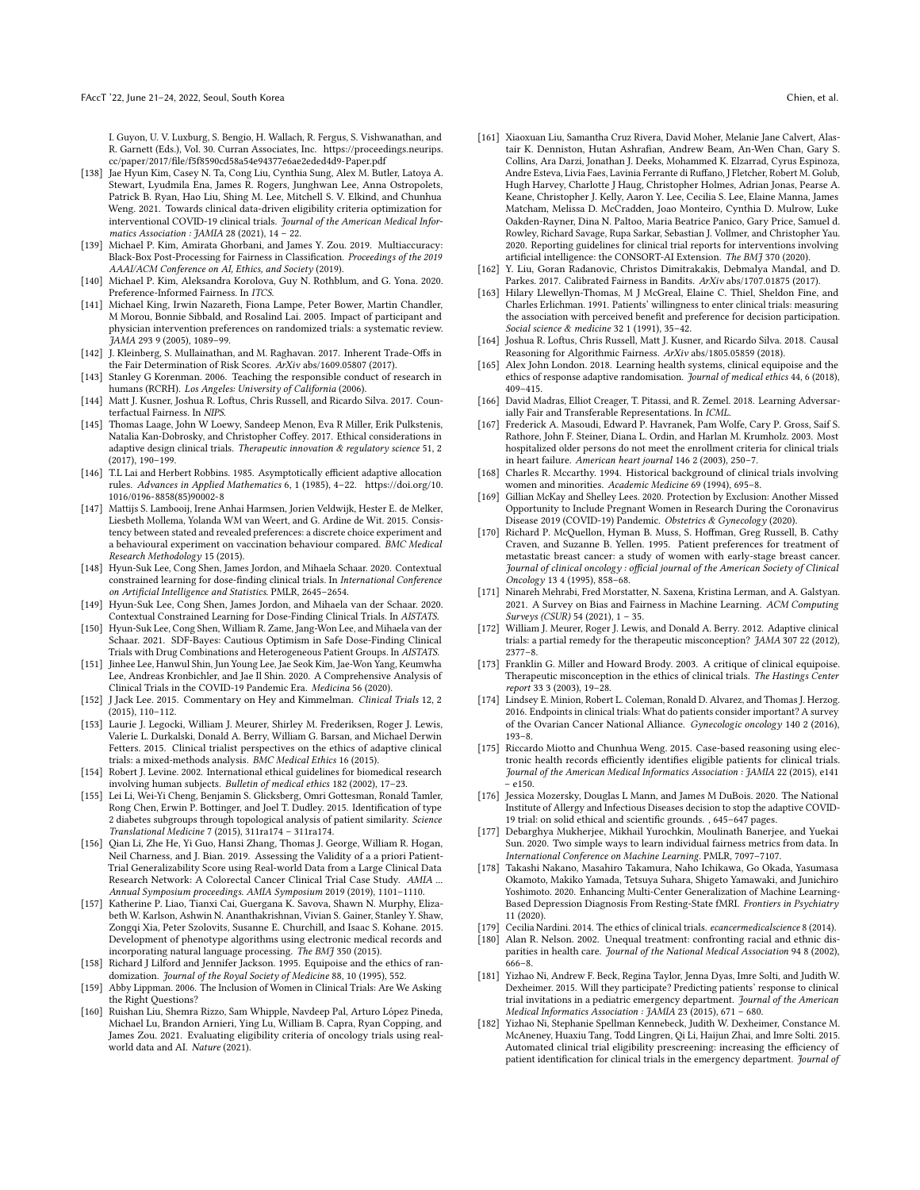I. Guyon, U. V. Luxburg, S. Bengio, H. Wallach, R. Fergus, S. Vishwanathan, and R. Garnett (Eds.), Vol. 30. Curran Associates, Inc. https://proceedings.neurips.cc/paper/2017/file/f5f8590cd58a54e94377e6ae2eded4d9-Paper.pdf

- [138] Jae Hyun Kim, Casey N. Ta, Cong Liu, Cynthia Sung, Alex M. Butler, Latoya A. Stewart, Lyudmila Ena, James R. Rogers, Junghwan Lee, Anna Ostropolets, Patrick B. Ryan, Hao Liu, Shing M. Lee, Mitchell S. V. Elkind, and Chunhua Weng. 2021. Towards clinical data-driven eligibility criteria optimization for interventional COVID-19 clinical trials. *Journal of the American Medical Informatics Association : JAMIA* 28 (2021), 14 – 22.
- [139] Michael P. Kim, Amirata Ghorbani, and James Y. Zou. 2019. Multiaccuracy: Black-Box Post-Processing for Fairness in Classification. *Proceedings of the 2019 AAAI/ACM Conference on AI, Ethics, and Society* (2019).
- [140] Michael P. Kim, Aleksandra Korolova, Guy N. Rothblum, and G. Yona. 2020. Preference-Informed Fairness. In *ITCS*.
- [141] Michael King, Irwin Nazareth, Fiona Lampe, Peter Bower, Martin Chandler, M Morou, Bonnie Sibbald, and Rosalind Lai. 2005. Impact of participant and physician intervention preferences on randomized trials: a systematic review. *JAMA* 293 9 (2005), 1089–99.
- [142] J. Kleinberg, S. Mullainathan, and M. Raghavan. 2017. Inherent Trade-Offs in the Fair Determination of Risk Scores. *ArXiv* abs/1609.05807 (2017).
- [143] Stanley G Korenman. 2006. Teaching the responsible conduct of research in humans (RCRH). *Los Angeles: University of California* (2006).
- [144] Matt J. Kusner, Joshua R. Loftus, Chris Russell, and Ricardo Silva. 2017. Counterfactual Fairness. In *NIPS*.
- [145] Thomas Laage, John W Loewy, Sandeep Menon, Eva R Miller, Erik Pulkstenis, Natalia Kan-Dobrosky, and Christopher Coffey. 2017. Ethical considerations in adaptive design clinical trials. *Therapeutic innovation & regulatory science* 51, 2 (2017), 190–199.
- [146] T.L Lai and Herbert Robbins. 1985. Asymptotically efficient adaptive allocation rules. *Advances in Applied Mathematics* 6, 1 (1985), 4–22. https://doi.org/10.1016/0196-8858(85)90002-8
- [147] Mattijs S. Lambooij, Irene Anhai Harmsen, Jorien Veldwijk, Hester E. de Melker, Liesbeth Mollema, Yolanda WM van Weert, and G. Ardine de Wit. 2015. Consistency between stated and revealed preferences: a discrete choice experiment and a behavioural experiment on vaccination behaviour compared. *BMC Medical Research Methodology* 15 (2015).
- [148] Hyun-Suk Lee, Cong Shen, James Jordon, and Mihaela Schaar. 2020. Contextual constrained learning for dose-finding clinical trials. In *International Conference on Artificial Intelligence and Statistics*. PMLR, 2645–2654.
- [149] Hyun-Suk Lee, Cong Shen, James Jordon, and Mihaela van der Schaar. 2020. Contextual Constrained Learning for Dose-Finding Clinical Trials. In *AISTATS*.
- [150] Hyun-Suk Lee, Cong Shen, William R. Zame, Jang-Won Lee, and Mihaela van der Schaar. 2021. SDF-Bayes: Cautious Optimism in Safe Dose-Finding Clinical Trials with Drug Combinations and Heterogeneous Patient Groups. In *AISTATS*.
- [151] Jinhee Lee, Hanwul Shin, Jun Young Lee, Jae Seok Kim, Jae-Won Yang, Keumwha Lee, Andreas Kronbichler, and Jae Il Shin. 2020. A Comprehensive Analysis of Clinical Trials in the COVID-19 Pandemic Era. *Medicina* 56 (2020).
- [152] J Jack Lee. 2015. Commentary on Hey and Kimmelman. *Clinical Trials* 12, 2 (2015), 110–112.
- [153] Laurie J. Legocki, William J. Meurer, Shirley M. Frederiksen, Roger J. Lewis, Valerie L. Durkalski, Donald A. Berry, William G. Barsan, and Michael Derwin Fetters. 2015. Clinical trialist perspectives on the ethics of adaptive clinical trials: a mixed-methods analysis. *BMC Medical Ethics* 16 (2015).
- [154] Robert J. Levine. 2002. International ethical guidelines for biomedical research involving human subjects. *Bulletin of medical ethics* 182 (2002), 17–23.
- [155] Lei Li, Wei-Yi Cheng, Benjamin S. Glicksberg, Omri Gottesman, Ronald Tamler, Rong Chen, Erwin P. Bottinger, and Joel T. Dudley. 2015. Identification of type 2 diabetes subgroups through topological analysis of patient similarity. *Science Translational Medicine* 7 (2015), 311ra174 – 311ra174.
- [156] Qian Li, Zhe He, Yi Guo, Hansi Zhang, Thomas J. George, William R. Hogan, Neil Charness, and J. Bian. 2019. Assessing the Validity of a a priori Patient-Trial Generalizability Score using Real-world Data from a Large Clinical Data Research Network: A Colorectal Cancer Clinical Trial Case Study. *AMIA ... Annual Symposium proceedings. AMIA Symposium* 2019 (2019), 1101–1110.
- [157] Katherine P. Liao, Tianxi Cai, Guergana K. Savova, Shawn N. Murphy, Elizabeth W. Karlson, Ashwin N. Ananthakrishnan, Vivian S. Gainer, Stanley Y. Shaw, Zongqi Xia, Peter Szolovits, Susanne E. Churchill, and Isaac S. Kohane. 2015. Development of phenotype algorithms using electronic medical records and incorporating natural language processing. *The BMJ* 350 (2015).
- [158] Richard J Lilford and Jennifer Jackson. 1995. Equipoise and the ethics of randomization. *Journal of the Royal Society of Medicine* 88, 10 (1995), 552.
- [159] Abby Lippman. 2006. The Inclusion of Women in Clinical Trials: Are We Asking the Right Questions?
- [160] Ruishan Liu, Shemra Rizzo, Sam Whipple, Navdeep Pal, Arturo López Pineda, Michael Lu, Brandon Arnieri, Ying Lu, William B. Capra, Ryan Copping, and James Zou. 2021. Evaluating eligibility criteria of oncology trials using real-world data and AI. *Nature* (2021).
- [161] Xiaoxuan Liu, Samantha Cruz Rivera, David Moher, Melanie Jane Calvert, Alastair K. Denniston, Hutan Ashrafian, Andrew Beam, An-Wen Chan, Gary S. Collins, Ara Darzi, Jonathan J. Deeks, Mohammed K. Elzarrad, Cyrus Espinoza, Andre Esteva, Livia Faes, Lavinia Ferrante di Ruffano, J Fletcher, Robert M. Golub, Hugh Harvey, Charlotte J Haug, Christopher Holmes, Adrian Jonas, Pearse A. Keane, Christopher J. Kelly, Aaron Y. Lee, Cecilia S. Lee, Elaine Manna, James Matcham, Melissa D. McCradden, Joao Monteiro, Cynthia D. Mulrow, Luke Oakden-Rayner, Dina N. Paltoo, Maria Beatrice Panico, Gary Price, Samuel d. Rowley, Richard Savage, Rupa Sarkar, Sebastian J. Vollmer, and Christopher Yau. 2020. Reporting guidelines for clinical trial reports for interventions involving artificial intelligence: the CONSORT-AI Extension. *The BMJ* 370 (2020).
- [162] Y. Liu, Goran Radanovic, Christos Dimitrakakis, Debmalya Mandal, and D. Parkes. 2017. Calibrated Fairness in Bandits. *ArXiv* abs/1707.01875 (2017).
- [163] Hilary Llewellyn-Thomas, M J McGreal, Elaine C. Thiel, Sheldon Fine, and Charles Erlichman. 1991. Patients' willingness to enter clinical trials: measuring the association with perceived benefit and preference for decision participation. *Social science & medicine* 32 1 (1991), 35–42.
- [164] Joshua R. Loftus, Chris Russell, Matt J. Kusner, and Ricardo Silva. 2018. Causal Reasoning for Algorithmic Fairness. *ArXiv* abs/1805.05859 (2018).
- [165] Alex John London. 2018. Learning health systems, clinical equipoise and the ethics of response adaptive randomisation. *Journal of medical ethics* 44, 6 (2018), 409–415.
- [166] David Madras, Elliot Creager, T. Pitassi, and R. Zemel. 2018. Learning Adversarially Fair and Transferable Representations. In *ICML*.
- [167] Frederick A. Masoudi, Edward P. Havranek, Pam Wolfe, Cary P. Gross, Saif S. Rathore, John F. Steiner, Diana L. Ordin, and Harlan M. Krumholz. 2003. Most hospitalized older persons do not meet the enrollment criteria for clinical trials in heart failure. *American heart journal* 146 2 (2003), 250–7.
- [168] Charles R. Mccarthy. 1994. Historical background of clinical trials involving women and minorities. *Academic Medicine* 69 (1994), 695–8.
- [169] Gillian McKay and Shelley Lees. 2020. Protection by Exclusion: Another Missed Opportunity to Include Pregnant Women in Research During the Coronavirus Disease 2019 (COVID-19) Pandemic. *Obstetrics & Gynecology* (2020).
- [170] Richard P. McQuellon, Hyman B. Muss, S. Hoffman, Greg Russell, B. Cathy Craven, and Suzanne B. Yellen. 1995. Patient preferences for treatment of metastatic breast cancer: a study of women with early-stage breast cancer. *Journal of clinical oncology : official journal of the American Society of Clinical Oncology* 13 4 (1995), 858–68.
- [171] Ninareh Mehrabi, Fred Morstatter, N. Saxena, Kristina Lerman, and A. Galstyan. 2021. A Survey on Bias and Fairness in Machine Learning. *ACM Computing Surveys (CSUR)* 54 (2021), 1 – 35.
- [172] William J. Meurer, Roger J. Lewis, and Donald A. Berry. 2012. Adaptive clinical trials: a partial remedy for the therapeutic misconception? *JAMA* 307 22 (2012), 2377–8.
- [173] Franklin G. Miller and Howard Brody. 2003. A critique of clinical equipoise. Therapeutic misconception in the ethics of clinical trials. *The Hastings Center report* 33 3 (2003), 19–28.
- [174] Lindsey E. Minion, Robert L. Coleman, Ronald D. Alvarez, and Thomas J. Herzog. 2016. Endpoints in clinical trials: What do patients consider important? A survey of the Ovarian Cancer National Alliance. *Gynecologic oncology* 140 2 (2016), 193–8.
- [175] Riccardo Miotto and Chunhua Weng. 2015. Case-based reasoning using electronic health records efficiently identifies eligible patients for clinical trials. *Journal of the American Medical Informatics Association : JAMIA* 22 (2015), e141 – e150.
- [176] Jessica Mozersky, Douglas L Mann, and James M DuBois. 2020. The National Institute of Allergy and Infectious Diseases decision to stop the adaptive COVID-19 trial: on solid ethical and scientific grounds. , 645–647 pages.
- [177] Debarghya Mukherjee, Mikhail Yurochkin, Moulinath Banerjee, and Yuekai Sun. 2020. Two simple ways to learn individual fairness metrics from data. In *International Conference on Machine Learning*. PMLR, 7097–7107.
- [178] Takashi Nakano, Masahiro Takamura, Naho Ichikawa, Go Okada, Yasumasa Okamoto, Makiko Yamada, Tetsuya Suhara, Shigeto Yamawaki, and Junichiro Yoshimoto. 2020. Enhancing Multi-Center Generalization of Machine Learning-Based Depression Diagnosis From Resting-State fMRI. *Frontiers in Psychiatry* 11 (2020).
- [179] Cecilia Nardini. 2014. The ethics of clinical trials. *ecancermedicalscience* 8 (2014).
- [180] Alan R. Nelson. 2002. Unequal treatment: confronting racial and ethnic disparities in health care. *Journal of the National Medical Association* 94 8 (2002), 666–8.
- [181] Yizhao Ni, Andrew F. Beck, Regina Taylor, Jenna Dyas, Imre Solti, and Judith W. Dexheimer. 2015. Will they participate? Predicting patients' response to clinical trial invitations in a pediatric emergency department. *Journal of the American Medical Informatics Association : JAMIA* 23 (2015), 671 – 680.
- [182] Yizhao Ni, Stephanie Spellman Kennebeck, Judith W. Dexheimer, Constance M. McAneney, Huaxiu Tang, Todd Lingren, Qi Li, Haijun Zhai, and Imre Solti. 2015. Automated clinical trial eligibility prescreening: increasing the efficiency of patient identification for clinical trials in the emergency department. *Journal of*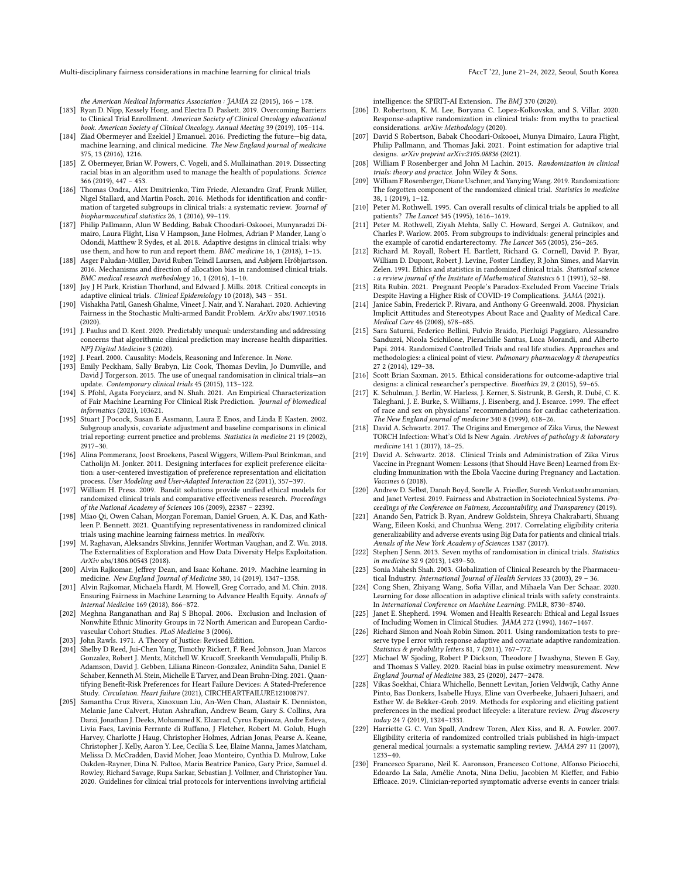the American Medical Informatics Association : JAMIA 22 (2015), 166 – 178.

[183] Ryan D. Nipp, Kessely Hong, and Electra D. Paskett. 2019. Overcoming Barriers to Clinical Trial Enrollment. *American Society of Clinical Oncology educational book. American Society of Clinical Oncology. Annual Meeting* 39 (2019), 105–114.

[184] Ziad Obermeyer and Ezekiel J Emanuel. 2016. Predicting the future—big data, machine learning, and clinical medicine. *The New England journal of medicine* 375, 13 (2016), 1216.

[185] Z. Obermeyer, Brian W. Powers, C. Vogeli, and S. Mullainathan. 2019. Dissecting racial bias in an algorithm used to manage the health of populations. *Science* 366 (2019), 447 – 453.

[186] Thomas Ondra, Alex Dmitrienko, Tim Friede, Alexandra Graf, Frank Miller, Nigel Stallard, and Martin Posch. 2016. Methods for identification and confirmation of targeted subgroups in clinical trials: a systematic review. *Journal of biopharmaceutical statistics* 26, 1 (2016), 99–119.

[187] Philip Pallmann, Alun W Bedding, Babak Choodari-Oskooei, Munyaradzi Dimairo, Laura Flight, Lisa V Hampson, Jane Holmes, Adrian P Mander, Lang'o Odondi, Matthew R Sydes, et al. 2018. Adaptive designs in clinical trials: why use them, and how to run and report them. *BMC medicine* 16, 1 (2018), 1–15.

[188] Asger Paludan-Müller, David Ruben Teindl Laursen, and Asbjørn Hróbjartsson. 2016. Mechanisms and direction of allocation bias in randomised clinical trials. *BMC medical research methodology* 16, 1 (2016), 1–10.

[189] Jay J H Park, Kristian Thorlund, and Edward J. Mills. 2018. Critical concepts in adaptive clinical trials. *Clinical Epidemiology* 10 (2018), 343 – 351.

[190] Vishakha Patil, Ganesh Ghalme, Vineet J. Nair, and Y. Narahari. 2020. Achieving Fairness in the Stochastic Multi-armed Bandit Problem. *ArXiv* abs/1907.10516 (2020).

[191] J. Paulus and D. Kent. 2020. Predictably unequal: understanding and addressing concerns that algorithmic clinical prediction may increase health disparities. *NPJ Digital Medicine* 3 (2020).

[192] J. Pearl. 2000. Causality: Models, Reasoning and Inference. In *None*.

[193] Emily Peckham, Sally Brabyn, Liz Cook, Thomas Devlin, Jo Dumville, and David J Torgerson. 2015. The use of unequal randomisation in clinical trials—an update. *Contemporary clinical trials* 45 (2015), 113–122.

[194] S. Pfohl, Agata Foryciarz, and N. Shah. 2021. An Empirical Characterization of Fair Machine Learning For Clinical Risk Prediction. *Journal of biomedical informatics* (2021), 103621.

[195] Stuart J Pocock, Susan E Assmann, Laura E Enos, and Linda E Kasten. 2002. Subgroup analysis, covariate adjustment and baseline comparisons in clinical trial reporting: current practice and problems. *Statistics in medicine* 21 19 (2002), 2917–30.

[196] Alina Pommeranz, Joost Broekens, Pascal Wiggers, Willem-Paul Brinkman, and Catholijn M. Jonker. 2011. Designing interfaces for explicit preference elicitation: a user-centered investigation of preference representation and elicitation process. *User Modeling and User-Adapted Interaction* 22 (2011), 357–397.

[197] William H. Press. 2009. Bandit solutions provide unified ethical models for randomized clinical trials and comparative effectiveness research. *Proceedings of the National Academy of Sciences* 106 (2009), 22387 – 22392.

[198] Miao Qi, Owen Cahan, Morgan Foreman, Daniel Gruen, A. K. Das, and Kathleen P. Bennett. 2021. Quantifying representativeness in randomized clinical trials using machine learning fairness metrics. In *medRxiv*.

[199] M. Raghavan, Aleksandrs Slivkins, Jennifer Wortman Vaughan, and Z. Wu. 2018. The Externalities of Exploration and How Data Diversity Helps Exploitation. *ArXiv* abs/1806.00543 (2018).

[200] Alvin Rajkomar, Jeffrey Dean, and Isaac Kohane. 2019. Machine learning in medicine. *New England Journal of Medicine* 380, 14 (2019), 1347–1358.

[201] Alvin Rajkomar, Michaela Hardt, M. Howell, Greg Corrado, and M. Chin. 2018. Ensuring Fairness in Machine Learning to Advance Health Equity. *Annals of Internal Medicine* 169 (2018), 866–872.

[202] Meghna Ranganathan and Raj S Bhopal. 2006. Exclusion and Inclusion of Nonwhite Ethnic Minority Groups in 72 North American and European Cardiovascular Cohort Studies. *PLoS Medicine* 3 (2006).

[203] John Rawls. 1971. A Theory of Justice: Revised Edition.

[204] Shelby D Reed, Jui-Chen Yang, Timothy Rickert, F. Reed Johnson, Juan Marcos Gonzalez, Robert J. Mentz, Mitchell W. Krucoff, Sreekanth Vemulapalli, Philip B. Adamson, David J. Gebben, Liliana Rincon-Gonzalez, Anindita Saha, Daniel E Schaber, Kenneth M. Stein, Michelle E Tarver, and Dean Bruhn-Ding. 2021. Quantifying Benefit-Risk Preferences for Heart Failure Devices: A Stated-Preference Study. *Circulation. Heart failure* (2021), CIRCHEARTFAILURE121008797.

[205] Samantha Cruz Rivera, Xiaoxuan Liu, An-Wen Chan, Alastair K. Denniston, Melanie Jane Calvert, Hutan Ashrafian, Andrew Beam, Gary S. Collins, Ara Darzi, Jonathan J. Deeks, Mohammed K. Elzarrad, Cyrus Espinoza, Andre Esteva, Livia Faes, Lavinia Ferrante di Ruffano, J Fletcher, Robert M. Golub, Hugh Harvey, Charlotte J Haug, Christopher Holmes, Adrian Jonas, Pearse A. Keane, Christopher J. Kelly, Aaron Y. Lee, Cecilia S. Lee, Elaine Manna, James Matcham, Melissa D. McCradden, David Moher, Joao Monteiro, Cynthia D. Mulrow, Luke Oakden-Rayner, Dina N. Paltoo, Maria Beatrice Panico, Gary Price, Samuel d. Rowley, Richard Savage, Rupa Sarkar, Sebastian J. Vollmer, and Christopher Yau. 2020. Guidelines for clinical trial protocols for interventions involving artificial intelligence: the SPIRIT-AI Extension. *The BMJ* 370 (2020).

[206] D. Robertson, K. M. Lee, Boryana C. Lopez-Kolkovska, and S. Villar. 2020. Response-adaptive randomization in clinical trials: from myths to practical considerations. *arXiv: Methodology* (2020).

[207] David S Robertson, Babak Choodari-Oskooei, Munya Dimairo, Laura Flight, Philip Pallmann, and Thomas Jaki. 2021. Point estimation for adaptive trial designs. *arXiv preprint arXiv:2105.08836* (2021).

[208] William F Rosenberger and John M Lachin. 2015. *Randomization in clinical trials: theory and practice*. John Wiley & Sons.

[209] William F Rosenberger, Diane Uschner, and Yanying Wang. 2019. Randomization: The forgotten component of the randomized clinical trial. *Statistics in medicine* 38, 1 (2019), 1–12.

[210] Peter M. Rothwell. 1995. Can overall results of clinical trials be applied to all patients? *The Lancet* 345 (1995), 1616–1619.

[211] Peter M. Rothwell, Ziyah Mehta, Sally C. Howard, Sergei A. Gutnikov, and Charles P. Warlow. 2005. From subgroups to individuals: general principles and the example of carotid endarterectomy. *The Lancet* 365 (2005), 256–265.

[212] Richard M. Royall, Robert H. Bartlett, Richard G. Cornell, David P. Byar, William D. Dupont, Robert J. Levine, Foster Lindley, R John Simes, and Marvin Zelen. 1991. Ethics and statistics in randomized clinical trials. *Statistical science : a review journal of the Institute of Mathematical Statistics* 6 1 (1991), 52–88.

[213] Rita Rubin. 2021. Pregnant People's Paradox-Excluded From Vaccine Trials Despite Having a Higher Risk of COVID-19 Complications. *JAMA* (2021).

[214] Janice Sabin, Frederick P. Rivara, and Anthony G Greenwald. 2008. Physician Implicit Attitudes and Stereotypes About Race and Quality of Medical Care. *Medical Care* 46 (2008), 678–685.

[215] Sara Saturni, Federico Bellini, Fulvio Braido, Pierluigi Paggiaro, Alessandro Sanduzzi, Nicola Scichilone, Pierachille Santus, Luca Morandi, and Alberto Papi. 2014. Randomized Controlled Trials and real life studies. Approaches and methodologies: a clinical point of view. *Pulmonary pharmacology & therapeutics* 27 2 (2014), 129–38.

[216] Scott Brian Saxman. 2015. Ethical considerations for outcome-adaptive trial designs: a clinical researcher's perspective. *Bioethics* 29, 2 (2015), 59–65.

[217] K. Schulman, J. Berlin, W. Harless, J. Kerner, S. Sistrunk, B. Gersh, R. Dubé, C. K. Taleghani, J. E. Burke, S. Williams, J. Eisenberg, and J. Escarce. 1999. The effect of race and sex on physicians' recommendations for cardiac catheterization. *The New England journal of medicine* 340 8 (1999), 618–26.

[218] David A. Schwartz. 2017. The Origins and Emergence of Zika Virus, the Newest TORCH Infection: What's Old Is New Again. *Archives of pathology & laboratory medicine* 141 1 (2017), 18–25.

[219] David A. Schwartz. 2018. Clinical Trials and Administration of Zika Virus Vaccine in Pregnant Women: Lessons (that Should Have Been) Learned from Excluding Immunization with the Ebola Vaccine during Pregnancy and Lactation. *Vaccines* 6 (2018).

[220] Andrew D. Selbst, Danah Boyd, Sorelle A. Friedler, Suresh Venkatasubramanian, and Janet Vertesi. 2019. Fairness and Abstraction in Sociotechnical Systems. *Proceedings of the Conference on Fairness, Accountability, and Transparency* (2019).

[221] Anando Sen, Patrick B. Ryan, Andrew Goldstein, Shreya Chakrabarti, Shuang Wang, Eileen Koski, and Chunhua Weng. 2017. Correlating eligibility criteria generalizability and adverse events using Big Data for patients and clinical trials. *Annals of the New York Academy of Sciences* 1387 (2017).

[222] Stephen J Senn. 2013. Seven myths of randomisation in clinical trials. *Statistics in medicine* 32 9 (2013), 1439–50.

[223] Sonia Mahesh Shah. 2003. Globalization of Clinical Research by the Pharmaceutical Industry. *International Journal of Health Services* 33 (2003), 29 – 36.

[224] Cong Shen, Zhiyang Wang, Sofia Villar, and Mihaela Van Der Schaar. 2020. Learning for dose allocation in adaptive clinical trials with safety constraints. In *International Conference on Machine Learning*. PMLR, 8730–8740.

[225] Janet E. Shepherd. 1994. Women and Health Research: Ethical and Legal Issues of Including Women in Clinical Studies. *JAMA* 272 (1994), 1467–1467.

[226] Richard Simon and Noah Robin Simon. 2011. Using randomization tests to preserve type I error with response adaptive and covariate adaptive randomization. *Statistics & probability letters* 81, 7 (2011), 767–772.

[227] Michael W Sjoding, Robert P Dickson, Theodore J Iwashyna, Steven E Gay, and Thomas S Valley. 2020. Racial bias in pulse oximetry measurement. *New England Journal of Medicine* 383, 25 (2020), 2477–2478.

[228] Vikas Soekhai, Chiara Whichello, Bennett Levitan, Jorien Veldwijk, Cathy Anne Pinto, Bas Donkers, Isabelle Huys, Eline van Overbeeke, Juhaeri Juhaeri, and Esther W. de Bekker-Grob. 2019. Methods for exploring and eliciting patient preferences in the medical product lifecycle: a literature review. *Drug discovery today* 24 7 (2019), 1324–1331.

[229] Harriette G. C. Van Spall, Andrew Toren, Alex Kiss, and R. A. Fowler. 2007. Eligibility criteria of randomized controlled trials published in high-impact general medical journals: a systematic sampling review. *JAMA* 297 11 (2007), 1233–40.

[230] Francesco Sparano, Neil K. Aaronson, Fabio Cottone, Alfonso Piciocchi, Edoardo La Sala, Amélie Anota, Nina Deliu, Jacobien M Kieffer, and Fabio Efficace. 2019. Clinician-reported symptomatic adverse events in cancer trials: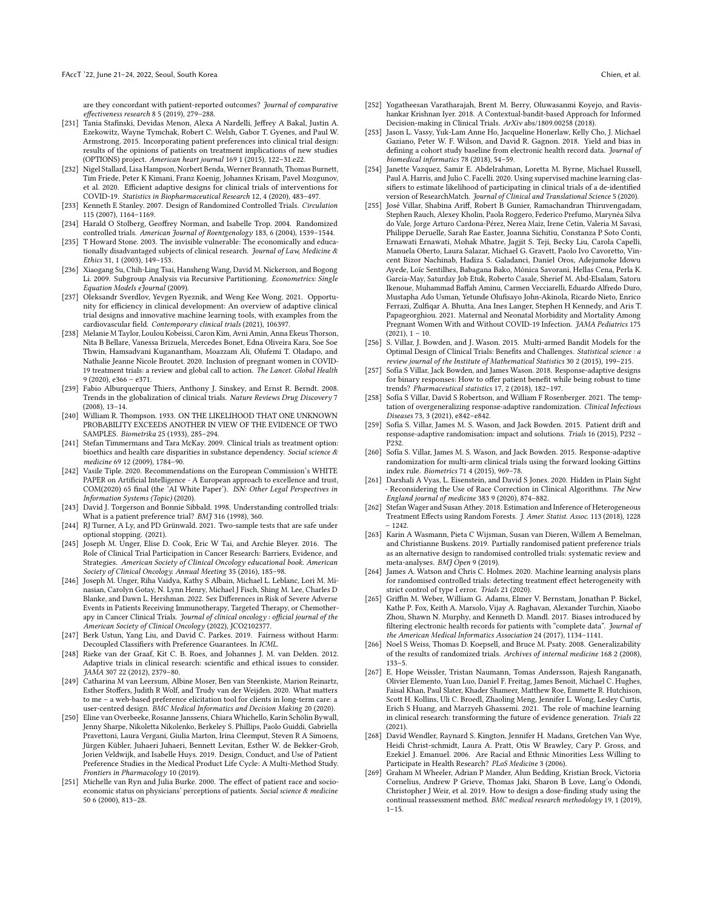are they concordant with patient-reported outcomes? *Journal of comparative effectiveness research* 8 5 (2019), 279–288.

- [231] Tania Stafinski, Devidas Menon, Alexa A Nardelli, Jeffrey A Bakal, Justin A. Ezekowitz, Wayne Tymchak, Robert C. Welsh, Gabor T. Gyenes, and Paul W. Armstrong. 2015. Incorporating patient preferences into clinical trial design: results of the opinions of patients on treatment implications of new studies (OPTIONS) project. *American heart journal* 169 1 (2015), 122–31.e22.
- [232] Nigel Stallard, Lisa Hampson, Norbert Benda, Werner Brannath, Thomas Burnett, Tim Friede, Peter K Kimani, Franz Koenig, Johannes Krisam, Pavel Mozgunov, et al. 2020. Efficient adaptive designs for clinical trials of interventions for COVID-19. *Statistics in Biopharmaceutical Research* 12, 4 (2020), 483–497.
- [233] Kenneth E Stanley. 2007. Design of Randomized Controlled Trials. *Circulation* 115 (2007), 1164–1169.
- [234] Harald O Stolberg, Geoffrey Norman, and Isabelle Trop. 2004. Randomized controlled trials. *American Journal of Roentgenology* 183, 6 (2004), 1539–1544.
- [235] T Howard Stone. 2003. The invisible vulnerable: The economically and educationally disadvantaged subjects of clinical research. *Journal of Law, Medicine & Ethics* 31, 1 (2003), 149–153.
- [236] Xiaogang Su, Chih-Ling Tsai, Hansheng Wang, David M. Nickerson, and Bogong Li. 2009. Subgroup Analysis via Recursive Partitioning. *Econometrics: Single Equation Models eJournal* (2009).
- [237] Oleksandr Sverdlov, Yevgen Ryeznik, and Weng Kee Wong. 2021. Opportunity for efficiency in clinical development: An overview of adaptive clinical trial designs and innovative machine learning tools, with examples from the cardiovascular field. *Contemporary clinical trials* (2021), 106397.
- [238] Melanie M Taylor, Loulou Kobeissi, Caron Kim, Avni Amin, Anna Ekeus Thorson, Nita B Bellare, Vanessa Brizuela, Mercedes Bonet, Edna Oliveira Kara, Soe Soe Thwin, Hamsadvani Kuganantham, Moazzam Ali, Olufemi T. Oladapo, and Nathalie Jeanne Nicole Broutet. 2020. Inclusion of pregnant women in COVID-19 treatment trials: a review and global call to action. *The Lancet. Global Health* 9 (2020), e366 – e371.
- [239] Fabio Alburquerque Thiers, Anthony J. Sinskey, and Ernst R. Berndt. 2008. Trends in the globalization of clinical trials. *Nature Reviews Drug Discovery* 7 (2008), 13–14.
- [240] William R. Thompson. 1933. ON THE LIKELIHOOD THAT ONE UNKNOWN PROBABILITY EXCEEDS ANOTHER IN VIEW OF THE EVIDENCE OF TWO SAMPLES. *Biometrika* 25 (1933), 285–294.
- [241] Stefan Timmermans and Tara McKay. 2009. Clinical trials as treatment option: bioethics and health care disparities in substance dependency. *Social science & medicine* 69 12 (2009), 1784–90.
- [242] Vasile Tiple. 2020. Recommendations on the European Commission's WHITE PAPER on Artificial Intelligence - A European approach to excellence and trust, COM(2020) 65 final (the 'AI White Paper'). *ISN: Other Legal Perspectives in Information Systems (Topic)* (2020).
- [243] David J. Torgerson and Bonnie Sibbald. 1998. Understanding controlled trials: What is a patient preference trial? *BMJ* 316 (1998), 360.
- [244] RJ Turner, A Ly, and PD Grünwald. 2021. Two-sample tests that are safe under optional stopping. (2021).
- [245] Joseph M. Unger, Elise D. Cook, Eric W Tai, and Archie Bleyer. 2016. The Role of Clinical Trial Participation in Cancer Research: Barriers, Evidence, and Strategies. *American Society of Clinical Oncology educational book. American Society of Clinical Oncology. Annual Meeting* 35 (2016), 185–98.
- [246] Joseph M. Unger, Riha Vaidya, Kathy S Albain, Michael L. Leblanc, Lori M. Minasian, Carolyn Gotay, N. Lynn Henry, Michael J Fisch, Shing M. Lee, Charles D Blanke, and Dawn L. Hershman. 2022. Sex Differences in Risk of Severe Adverse Events in Patients Receiving Immunotherapy, Targeted Therapy, or Chemotherapy in Cancer Clinical Trials. *Journal of clinical oncology : official journal of the American Society of Clinical Oncology* (2022), JCO2102377.
- [247] Berk Ustun, Yang Liu, and David C. Parkes. 2019. Fairness without Harm: Decoupled Classifiers with Preference Guarantees. In *ICML*.
- [248] Rieke van der Graaf, Kit C. B. Roes, and Johannes J. M. van Delden. 2012. Adaptive trials in clinical research: scientific and ethical issues to consider. *JAMA* 307 22 (2012), 2379–80.
- [249] Catharina M van Leersum, Albine Moser, Ben van Steenkiste, Marion Reinartz, Esther Stoffers, Judith R Wolf, and Trudy van der Weijden. 2020. What matters to me – a web-based preference elicitation tool for clients in long-term care: a user-centred design. *BMC Medical Informatics and Decision Making* 20 (2020).
- [250] Eline van Overbeeke, Rosanne Janssens, Chiara Whichello, Karin Schölin Bywall, Jenny Sharpe, Nikoletta Nikolenko, Berkeley S. Phillips, Paolo Guiddi, Gabriella Pravettoni, Laura Vergani, Giulia Marton, Irina Cleemput, Steven R A Simoens, Jürgen Kübler, Juhaeri Juhaeri, Bennett Levitan, Esther W. de Bekker-Grob, Jorien Veldwijk, and Isabelle Huys. 2019. Design, Conduct, and Use of Patient Preference Studies in the Medical Product Life Cycle: A Multi-Method Study. *Frontiers in Pharmacology* 10 (2019).
- [251] Michelle van Ryn and Julia Burke. 2000. The effect of patient race and socio-economic status on physicians' perceptions of patients. *Social science & medicine* 50 6 (2000), 813–28.
- [252] Yogatheesan Varatharajah, Brent M. Berry, Oluwasanmi Koyejo, and Ravishankar Krishnan Iyer. 2018. A Contextual-bandit-based Approach for Informed Decision-making in Clinical Trials. *ArXiv* abs/1809.00258 (2018).
- [253] Jason L. Vassy, Yuk-Lam Anne Ho, Jacqueline Honerlaw, Kelly Cho, J. Michael Gaziano, Peter W. F. Wilson, and David R. Gagnon. 2018. Yield and bias in defining a cohort study baseline from electronic health record data. *Journal of biomedical informatics* 78 (2018), 54–59.
- [254] Janette Vazquez, Samir E. Abdelrahman, Loretta M. Byrne, Michael Russell, Paul A. Harris, and Julio C. Facelli. 2020. Using supervised machine learning classifiers to estimate likelihood of participating in clinical trials of a de-identified version of ResearchMatch. *Journal of Clinical and Translational Science* 5 (2020).
- [255] José Villar, Shabina Ariff, Robert B Gunier, Ramachandran Thiruvengadam, Stephen Rauch, Alexey Kholin, Paola Roggero, Federico Prefumo, Marynéa Silva do Vale, Jorge Arturo Cardona-Pérez, Nerea Maiz, Irene Cetin, Valeria M Savasi, Philippe Deruelle, Sarah Rae Easter, Joanna Sichitiu, Constanza P Soto Conti, Ernawati Ernawati, Mohak Mhatre, Jagjit S. Teji, Becky Liu, Carola Capelli, Manuela Oberto, Laura Salazar, Michael G. Gravett, Paolo Ivo Cavoretto, Vincent Bizor Nachinab, Hadiza S. Galadanci, Daniel Oros, Adejumoke Idowu Ayede, Loïc Sentilhes, Babagana Bako, Mónica Savorani, Hellas Cena, Perla K. García-May, Saturday Job Etuk, Roberto Casale, Sherief M. Abd-Elsalam, Satoru Ikenoue, Muhammad Baffah Aminu, Carmen Vecciarelli, Eduardo Alfredo Duro, Mustapha Ado Usman, Yetunde Olufisayo John-Akinola, Ricardo Nieto, Enrico Ferrazi, Zulfiqar A. Bhutta, Ana Ines Langer, Stephen H Kennedy, and Aris T. Papageorghiou. 2021. Maternal and Neonatal Morbidity and Mortality Among Pregnant Women With and Without COVID-19 Infection. *JAMA Pediatrics* 175 (2021), 1 – 10.
- [256] S. Villar, J. Bowden, and J. Wason. 2015. Multi-armed Bandit Models for the Optimal Design of Clinical Trials: Benefits and Challenges. *Statistical science : a review journal of the Institute of Mathematical Statistics* 30 2 (2015), 199–215.
- [257] Sofía S Villar, Jack Bowden, and James Wason. 2018. Response-adaptive designs for binary responses: How to offer patient benefit while being robust to time trends? *Pharmaceutical statistics* 17, 2 (2018), 182–197.
- [258] Sofía S Villar, David S Robertson, and William F Rosenberger. 2021. The temptation of overgeneralizing response-adaptive randomization. *Clinical Infectious Diseases* 73, 3 (2021), e842–e842.
- [259] Sofía S. Villar, James M. S. Wason, and Jack Bowden. 2015. Patient drift and response-adaptive randomisation: impact and solutions. *Trials* 16 (2015), P232 – P232.
- [260] Sofía S. Villar, James M. S. Wason, and Jack Bowden. 2015. Response-adaptive randomization for multi-arm clinical trials using the forward looking Gittins index rule. *Biometrics* 71 4 (2015), 969–78.
- [261] Darshali A Vyas, L. Eisenstein, and David S Jones. 2020. Hidden in Plain Sight - Reconsidering the Use of Race Correction in Clinical Algorithms. *The New England journal of medicine* 383 9 (2020), 874–882.
- [262] Stefan Wager and Susan Athey. 2018. Estimation and Inference of Heterogeneous Treatment Effects using Random Forests. *J. Amer. Statist. Assoc.* 113 (2018), 1228 – 1242.
- [263] Karin A Wasmann, Pieta C Wijsman, Susan van Dieren, Willem A Bemelman, and Christianne Buskens. 2019. Partially randomised patient preference trials as an alternative design to randomised controlled trials: systematic review and meta-analyses. *BMJ Open* 9 (2019).
- [264] James A. Watson and Chris C. Holmes. 2020. Machine learning analysis plans for randomised controlled trials: detecting treatment effect heterogeneity with strict control of type I error. *Trials* 21 (2020).
- [265] Griffin M. Weber, William G. Adams, Elmer V. Bernstam, Jonathan P. Bickel, Kathe P. Fox, Keith A. Marsolo, Vijay A. Raghavan, Alexander Turchin, Xiaobo Zhou, Shawn N. Murphy, and Kenneth D. Mandl. 2017. Biases introduced by filtering electronic health records for patients with "complete data". *Journal of the American Medical Informatics Association* 24 (2017), 1134–1141.
- [266] Noel S Weiss, Thomas D. Koepsell, and Bruce M. Psaty. 2008. Generalizability of the results of randomized trials. *Archives of internal medicine* 168 2 (2008), 133–5.
- [267] E. Hope Weissler, Tristan Naumann, Tomas Andersson, Rajesh Ranganath, Olivier Elemento, Yuan Luo, Daniel F. Freitag, James Benoit, Michael C. Hughes, Faisal Khan, Paul Slater, Khader Shameer, Matthew Roe, Emmette R. Hutchison, Scott H. Kollins, Uli C. Broedl, Zhaoling Meng, Jennifer L. Wong, Lesley Curtis, Erich S Huang, and Marzyeh Ghassemi. 2021. The role of machine learning in clinical research: transforming the future of evidence generation. *Trials* 22 (2021).
- [268] David Wendler, Raynard S. Kington, Jennifer H. Madans, Gretchen Van Wye, Heidi Christ-schmidt, Laura A. Pratt, Otis W Brawley, Cary P. Gross, and Ezekiel J. Emanuel. 2006. Are Racial and Ethnic Minorities Less Willing to Participate in Health Research? *PLoS Medicine* 3 (2006).
- [269] Graham M Wheeler, Adrian P Mander, Alun Bedding, Kristian Brock, Victoria Cornelius, Andrew P Grieve, Thomas Jaki, Sharon B Love, Lang'o Odondi, Christopher J Weir, et al. 2019. How to design a dose-finding study using the continual reassessment method. *BMC medical research methodology* 19, 1 (2019), 1–15.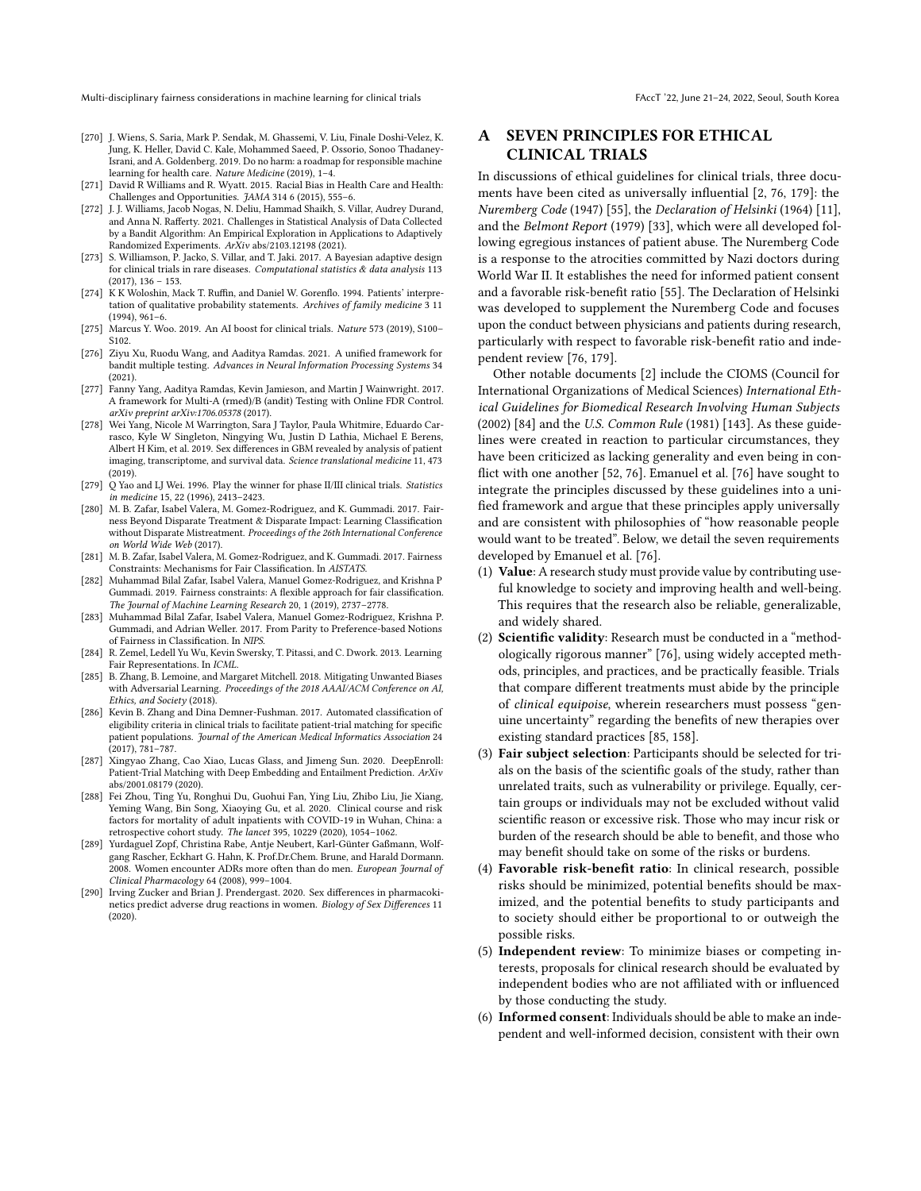- [270] J. Wiens, S. Saria, Mark P. Sendak, M. Ghassemi, V. Liu, Finale Doshi-Velez, K. Jung, K. Heller, David C. Kale, Mohammed Saeed, P. Ossorio, Sonoo Thadaney-Israni, and A. Goldenberg. 2019. Do no harm: a roadmap for responsible machine learning for health care. *Nature Medicine* (2019), 1–4.
- [271] David R Williams and R. Wyatt. 2015. Racial Bias in Health Care and Health: Challenges and Opportunities. *JAMA* 314 6 (2015), 555–6.
- [272] J. J. Williams, Jacob Nogas, N. Deliu, Hammad Shaikh, S. Villar, Audrey Durand, and Anna N. Rafferty. 2021. Challenges in Statistical Analysis of Data Collected by a Bandit Algorithm: An Empirical Exploration in Applications to Adaptively Randomized Experiments. *ArXiv* abs/2103.12198 (2021).
- [273] S. Williamson, P. Jacko, S. Villar, and T. Jaki. 2017. A Bayesian adaptive design for clinical trials in rare diseases. *Computational statistics & data analysis* 113 (2017), 136 – 153.
- [274] K K Woloshin, Mack T. Ruffin, and Daniel W. Gorenflo. 1994. Patients' interpretation of qualitative probability statements. *Archives of family medicine* 3 11 (1994), 961–6.
- [275] Marcus Y. Woo. 2019. An AI boost for clinical trials. *Nature* 573 (2019), S100–S102.
- [276] Ziyu Xu, Ruodu Wang, and Aaditya Ramdas. 2021. A unified framework for bandit multiple testing. *Advances in Neural Information Processing Systems* 34 (2021).
- [277] Fanny Yang, Aaditya Ramdas, Kevin Jamieson, and Martin J Wainwright. 2017. A framework for Multi-A (rmed)/B (andit) Testing with Online FDR Control. *arXiv preprint arXiv:1706.05378* (2017).
- [278] Wei Yang, Nicole M Warrington, Sara J Taylor, Paula Whitmire, Eduardo Carrasco, Kyle W Singleton, Ningying Wu, Justin D Lathia, Michael E Berens, Albert H Kim, et al. 2019. Sex differences in GBM revealed by analysis of patient imaging, transcriptome, and survival data. *Science translational medicine* 11, 473 (2019).
- [279] Q Yao and LJ Wei. 1996. Play the winner for phase II/III clinical trials. *Statistics in medicine* 15, 22 (1996), 2413–2423.
- [280] M. B. Zafar, Isabel Valera, M. Gomez-Rodriguez, and K. Gummadi. 2017. Fairness Beyond Disparate Treatment & Disparate Impact: Learning Classification without Disparate Mistreatment. *Proceedings of the 26th International Conference on World Wide Web* (2017).
- [281] M. B. Zafar, Isabel Valera, M. Gomez-Rodriguez, and K. Gummadi. 2017. Fairness Constraints: Mechanisms for Fair Classification. In *AISTATS*.
- [282] Muhammad Bilal Zafar, Isabel Valera, Manuel Gomez-Rodriguez, and Krishna P Gummadi. 2019. Fairness constraints: A flexible approach for fair classification. *The Journal of Machine Learning Research* 20, 1 (2019), 2737–2778.
- [283] Muhammad Bilal Zafar, Isabel Valera, Manuel Gomez-Rodriguez, Krishna P. Gummadi, and Adrian Weller. 2017. From Parity to Preference-based Notions of Fairness in Classification. In *NIPS*.
- [284] R. Zemel, Ledell Yu Wu, Kevin Swersky, T. Pitassi, and C. Dwork. 2013. Learning Fair Representations. In *ICML*.
- [285] B. Zhang, B. Lemoine, and Margaret Mitchell. 2018. Mitigating Unwanted Biases with Adversarial Learning. *Proceedings of the 2018 AAAI/ACM Conference on AI, Ethics, and Society* (2018).
- [286] Kevin B. Zhang and Dina Demner-Fushman. 2017. Automated classification of eligibility criteria in clinical trials to facilitate patient-trial matching for specific patient populations. *Journal of the American Medical Informatics Association* 24 (2017), 781–787.
- [287] Xingyao Zhang, Cao Xiao, Lucas Glass, and Jimeng Sun. 2020. DeepEnroll: Patient-Trial Matching with Deep Embedding and Entailment Prediction. *ArXiv* abs/2001.08179 (2020).
- [288] Fei Zhou, Ting Yu, Ronghui Du, Guohui Fan, Ying Liu, Zhibo Liu, Jie Xiang, Yeming Wang, Bin Song, Xiaoying Gu, et al. 2020. Clinical course and risk factors for mortality of adult inpatients with COVID-19 in Wuhan, China: a retrospective cohort study. *The lancet* 395, 10229 (2020), 1054–1062.
- [289] Yurdaguel Zopf, Christina Rabe, Antje Neubert, Karl-Günter Gaßmann, Wolfgang Rascher, Eckhart G. Hahn, K. Prof.Dr.Chem. Brune, and Harald Dormann. 2008. Women encounter ADRs more often than do men. *European Journal of Clinical Pharmacology* 64 (2008), 999–1004.
- [290] Irving Zucker and Brian J. Prendergast. 2020. Sex differences in pharmacokinetics predict adverse drug reactions in women. *Biology of Sex Differences* 11 (2020).

# A SEVEN PRINCIPLES FOR ETHICAL CLINICAL TRIALS

In discussions of ethical guidelines for clinical trials, three documents have been cited as universally influential [2, 76, 179]: the *Nuremberg Code* (1947) [55], the *Declaration of Helsinki* (1964) [11], and the *Belmont Report* (1979) [33], which were all developed following egregious instances of patient abuse. The Nuremberg Code is a response to the atrocities committed by Nazi doctors during World War II. It establishes the need for informed patient consent and a favorable risk-benefit ratio [55]. The Declaration of Helsinki was developed to supplement the Nuremberg Code and focuses upon the conduct between physicians and patients during research, particularly with respect to favorable risk-benefit ratio and independent review [76, 179].

Other notable documents [2] include the CIOMS (Council for International Organizations of Medical Sciences) *International Ethical Guidelines for Biomedical Research Involving Human Subjects* (2002) [84] and the *U.S. Common Rule* (1981) [143]. As these guidelines were created in reaction to particular circumstances, they have been criticized as lacking generality and even being in conflict with one another [52, 76]. Emanuel et al. [76] have sought to integrate the principles discussed by these guidelines into a unified framework and argue that these principles apply universally and are consistent with philosophies of "how reasonable people would want to be treated". Below, we detail the seven requirements developed by Emanuel et al. [76].

1. **Value**: A research study must provide value by contributing useful knowledge to society and improving health and well-being. This requires that the research also be reliable, generalizable, and widely shared.
2. **Scientific validity**: Research must be conducted in a "methodologically rigorous manner" [76], using widely accepted methods, principles, and practices, and be practically feasible. Trials that compare different treatments must abide by the principle of *clinical equipoise*, wherein researchers must possess "genuine uncertainty" regarding the benefits of new therapies over existing standard practices [85, 158].
3. **Fair subject selection**: Participants should be selected for trials on the basis of the scientific goals of the study, rather than unrelated traits, such as vulnerability or privilege. Equally, certain groups or individuals may not be excluded without valid scientific reason or excessive risk. Those who may incur risk or burden of the research should be able to benefit, and those who may benefit should take on some of the risks or burdens.
4. **Favorable risk-benefit ratio**: In clinical research, possible risks should be minimized, potential benefits should be maximized, and the potential benefits to study participants and to society should either be proportional to or outweigh the possible risks.
5. **Independent review**: To minimize biases or competing interests, proposals for clinical research should be evaluated by independent bodies who are not affiliated with or influenced by those conducting the study.
6. **Informed consent**: Individuals should be able to make an independent and well-informed decision, consistent with their own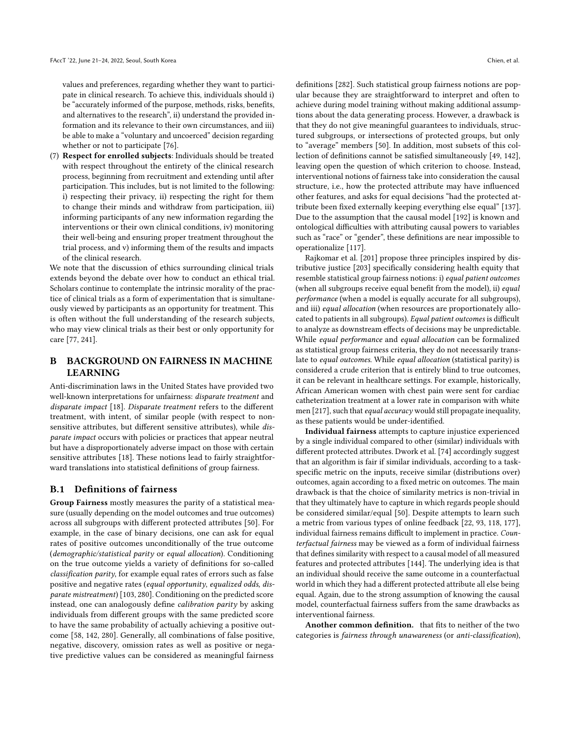values and preferences, regarding whether they want to participate in clinical research. To achieve this, individuals should i) be "accurately informed of the purpose, methods, risks, benefits, and alternatives to the research", ii) understand the provided information and its relevance to their own circumstances, and iii) be able to make a "voluntary and uncoerced" decision regarding whether or not to participate [76].

(7) **Respect for enrolled subjects**: Individuals should be treated with respect throughout the entirety of the clinical research process, beginning from recruitment and extending until after participation. This includes, but is not limited to the following: i) respecting their privacy, ii) respecting the right for them to change their minds and withdraw from participation, iii) informing participants of any new information regarding the interventions or their own clinical conditions, iv) monitoring their well-being and ensuring proper treatment throughout the trial process, and v) informing them of the results and impacts of the clinical research.

We note that the discussion of ethics surrounding clinical trials extends beyond the debate over how to conduct an ethical trial. Scholars continue to contemplate the intrinsic morality of the practice of clinical trials as a form of experimentation that is simultaneously viewed by participants as an opportunity for treatment. This is often without the full understanding of the research subjects, who may view clinical trials as their best or only opportunity for care [77, 241].

# B BACKGROUND ON FAIRNESS IN MACHINE LEARNING

Anti-discrimination laws in the United States have provided two well-known interpretations for unfairness: *disparate treatment* and *disparate impact* [18]. *Disparate treatment* refers to the different treatment, with intent, of similar people (with respect to non-sensitive attributes, but different sensitive attributes), while *disparate impact* occurs with policies or practices that appear neutral but have a disproportionately adverse impact on those with certain sensitive attributes [18]. These notions lead to fairly straightforward translations into statistical definitions of group fairness.

## B.1 Definitions of fairness

**Group Fairness** mostly measures the parity of a statistical measure (usually depending on the model outcomes and true outcomes) across all subgroups with different protected attributes [50]. For example, in the case of binary decisions, one can ask for equal rates of positive outcomes unconditionally of the true outcome (*demographic/statistical parity* or *equal allocation*). Conditioning on the true outcome yields a variety of definitions for so-called *classification parity*, for example equal rates of errors such as false positive and negative rates (*equal opportunity*, *equalized odds*, *disparate mistreatment*) [103, 280]. Conditioning on the predicted score instead, one can analogously define *calibration parity* by asking individuals from different groups with the same predicted score to have the same probability of actually achieving a positive outcome [58, 142, 280]. Generally, all combinations of false positive, negative, discovery, omission rates as well as positive or negative predictive values can be considered as meaningful fairness definitions [282]. Such statistical group fairness notions are popular because they are straightforward to interpret and often to achieve during model training without making additional assumptions about the data generating process. However, a drawback is that they do not give meaningful guarantees to individuals, structured subgroups, or intersections of protected groups, but only to "average" members [50]. In addition, most subsets of this collection of definitions cannot be satisfied simultaneously [49, 142], leaving open the question of which criterion to choose. Instead, interventional notions of fairness take into consideration the causal structure, i.e., how the protected attribute may have influenced other features, and asks for equal decisions "had the protected attribute been fixed externally keeping everything else equal" [137]. Due to the assumption that the causal model [192] is known and ontological difficulties with attributing causal powers to variables such as "race" or "gender", these definitions are near impossible to operationalize [117].

Rajkomar et al. [201] propose three principles inspired by distributive justice [203] specifically considering health equity that resemble statistical group fairness notions: i) *equal patient outcomes* (when all subgroups receive equal benefit from the model), ii) *equal performance* (when a model is equally accurate for all subgroups), and iii) *equal allocation* (when resources are proportionately allocated to patients in all subgroups). *Equal patient outcomes* is difficult to analyze as downstream effects of decisions may be unpredictable. While *equal performance* and *equal allocation* can be formalized as statistical group fairness criteria, they do not necessarily translate to *equal outcomes*. While *equal allocation* (statistical parity) is considered a crude criterion that is entirely blind to true outcomes, it can be relevant in healthcare settings. For example, historically, African American women with chest pain were sent for cardiac catheterization treatment at a lower rate in comparison with white men [217], such that *equal accuracy* would still propagate inequality, as these patients would be under-identified.

**Individual fairness** attempts to capture injustice experienced by a single individual compared to other (similar) individuals with different protected attributes. Dwork et al. [74] accordingly suggest that an algorithm is fair if similar individuals, according to a task-specific metric on the inputs, receive similar (distributions over) outcomes, again according to a fixed metric on outcomes. The main drawback is that the choice of similarity metrics is non-trivial in that they ultimately have to capture in which regards people should be considered similar/equal [50]. Despite attempts to learn such a metric from various types of online feedback [22, 93, 118, 177], individual fairness remains difficult to implement in practice. *Counterfactual fairness* may be viewed as a form of individual fairness that defines similarity with respect to a causal model of all measured features and protected attributes [144]. The underlying idea is that an individual should receive the same outcome in a counterfactual world in which they had a different protected attribute all else being equal. Again, due to the strong assumption of knowing the causal model, counterfactual fairness suffers from the same drawbacks as interventional fairness.

**Another common definition.** that fits to neither of the two categories is *fairness through unawareness* (or *anti-classification*),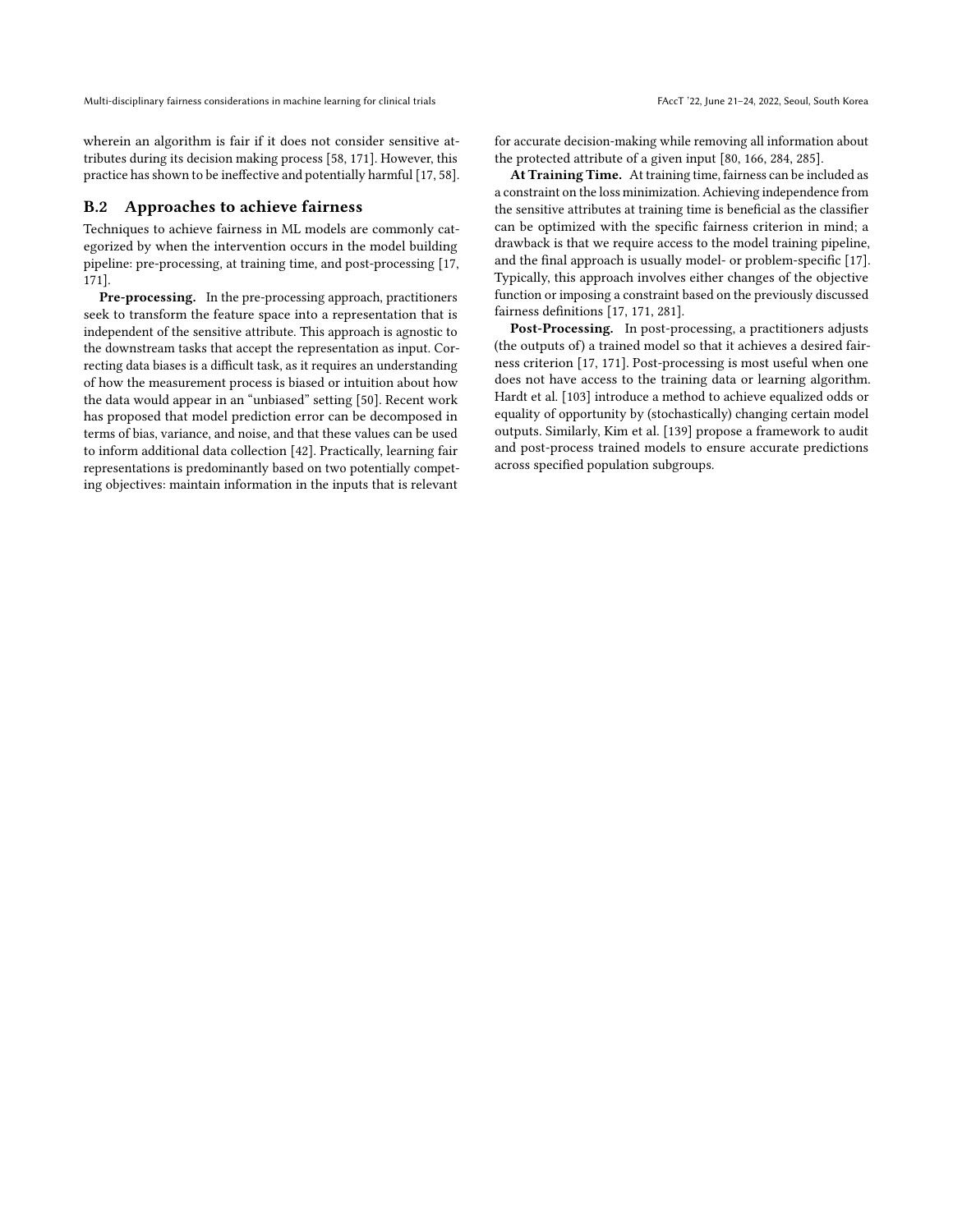wherein an algorithm is fair if it does not consider sensitive attributes during its decision making process [58, 171]. However, this practice has shown to be ineffective and potentially harmful [17, 58].

## B.2 Approaches to achieve fairness

Techniques to achieve fairness in ML models are commonly categorized by when the intervention occurs in the model building pipeline: pre-processing, at training time, and post-processing [17, 171].

**Pre-processing.** In the pre-processing approach, practitioners seek to transform the feature space into a representation that is independent of the sensitive attribute. This approach is agnostic to the downstream tasks that accept the representation as input. Correcting data biases is a difficult task, as it requires an understanding of how the measurement process is biased or intuition about how the data would appear in an "unbiased" setting [50]. Recent work has proposed that model prediction error can be decomposed in terms of bias, variance, and noise, and that these values can be used to inform additional data collection [42]. Practically, learning fair representations is predominantly based on two potentially competing objectives: maintain information in the inputs that is relevant for accurate decision-making while removing all information about the protected attribute of a given input [80, 166, 284, 285].

**At Training Time.** At training time, fairness can be included as a constraint on the loss minimization. Achieving independence from the sensitive attributes at training time is beneficial as the classifier can be optimized with the specific fairness criterion in mind; a drawback is that we require access to the model training pipeline, and the final approach is usually model- or problem-specific [17]. Typically, this approach involves either changes of the objective function or imposing a constraint based on the previously discussed fairness definitions [17, 171, 281].

**Post-Processing.** In post-processing, a practitioners adjusts (the outputs of) a trained model so that it achieves a desired fairness criterion [17, 171]. Post-processing is most useful when one does not have access to the training data or learning algorithm. Hardt et al. [103] introduce a method to achieve equalized odds or equality of opportunity by (stochastically) changing certain model outputs. Similarly, Kim et al. [139] propose a framework to audit and post-process trained models to ensure accurate predictions across specified population subgroups.